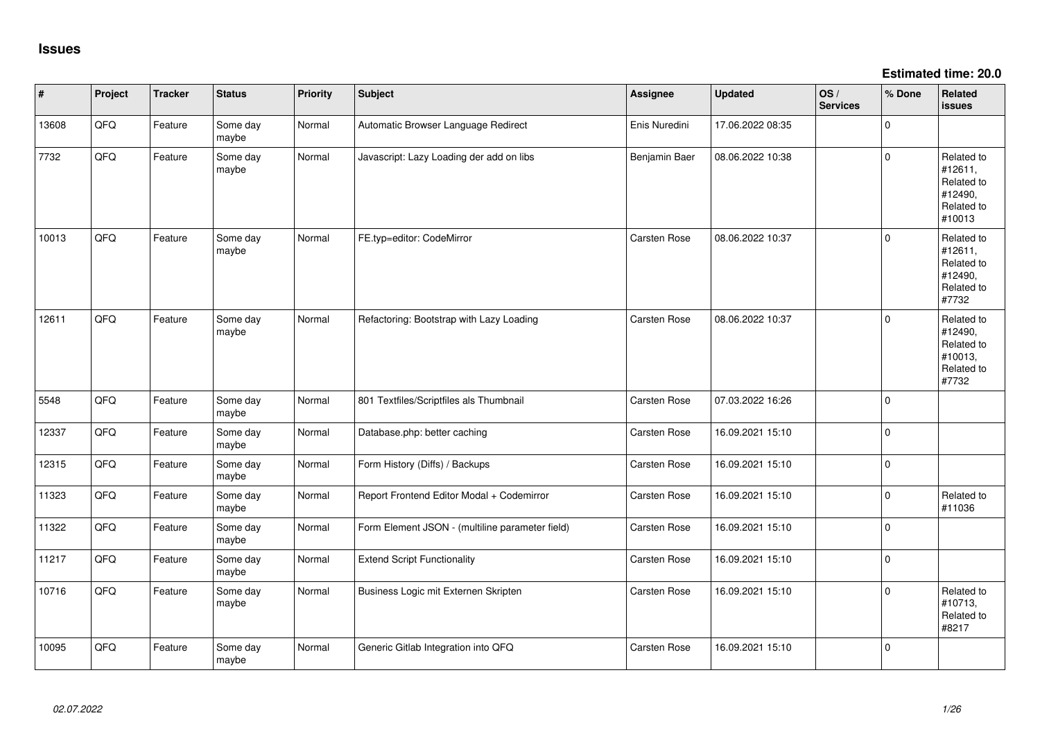# Issues

**Estimated time: 20.0**

| # | Project | Tracker | Status | Priority | Subject | Assignee | Updated | OS / Services | % Done | Related issues |
|---|---|---|---|---|---|---|---|---|---|---|
| 13608 | QFQ | Feature | Some day maybe | Normal | Automatic Browser Language Redirect | Enis Nuredini | 17.06.2022 08:35 | | 0 | |
| 7732 | QFQ | Feature | Some day maybe | Normal | Javascript: Lazy Loading der add on libs | Benjamin Baer | 08.06.2022 10:38 | | 0 | Related to #12611, Related to #12490, Related to #10013 |
| 10013 | QFQ | Feature | Some day maybe | Normal | FE.typ=editor: CodeMirror | Carsten Rose | 08.06.2022 10:37 | | 0 | Related to #12611, Related to #12490, Related to #7732 |
| 12611 | QFQ | Feature | Some day maybe | Normal | Refactoring: Bootstrap with Lazy Loading | Carsten Rose | 08.06.2022 10:37 | | 0 | Related to #12490, Related to #10013, Related to #7732 |
| 5548 | QFQ | Feature | Some day maybe | Normal | 801 Textfiles/Scriptfiles als Thumbnail | Carsten Rose | 07.03.2022 16:26 | | 0 | |
| 12337 | QFQ | Feature | Some day maybe | Normal | Database.php: better caching | Carsten Rose | 16.09.2021 15:10 | | 0 | |
| 12315 | QFQ | Feature | Some day maybe | Normal | Form History (Diffs) / Backups | Carsten Rose | 16.09.2021 15:10 | | 0 | |
| 11323 | QFQ | Feature | Some day maybe | Normal | Report Frontend Editor Modal + Codemirror | Carsten Rose | 16.09.2021 15:10 | | 0 | Related to #11036 |
| 11322 | QFQ | Feature | Some day maybe | Normal | Form Element JSON - (multiline parameter field) | Carsten Rose | 16.09.2021 15:10 | | 0 | |
| 11217 | QFQ | Feature | Some day maybe | Normal | Extend Script Functionality | Carsten Rose | 16.09.2021 15:10 | | 0 | |
| 10716 | QFQ | Feature | Some day maybe | Normal | Business Logic mit Externen Skripten | Carsten Rose | 16.09.2021 15:10 | | 0 | Related to #10713, Related to #8217 |
| 10095 | QFQ | Feature | Some day maybe | Normal | Generic Gitlab Integration into QFQ | Carsten Rose | 16.09.2021 15:10 | | 0 | |

*02.07.2022*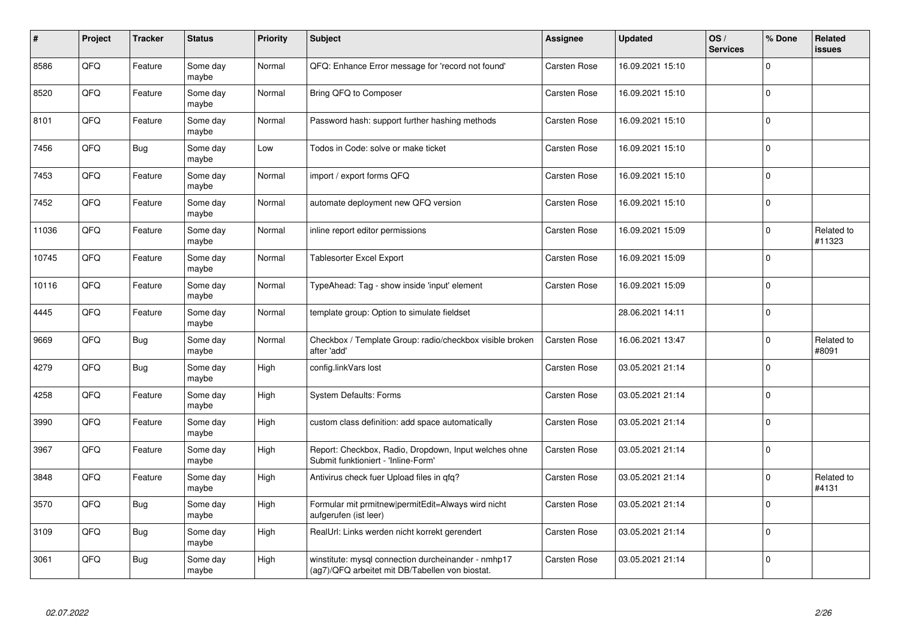| # | Project | Tracker | Status | Priority | Subject | Assignee | Updated | OS / Services | % Done | Related issues |
|---|---|---|---|---|---|---|---|---|---|---|
| 8586 | QFQ | Feature | Some day maybe | Normal | QFQ: Enhance Error message for 'record not found' | Carsten Rose | 16.09.2021 15:10 | | 0 | |
| 8520 | QFQ | Feature | Some day maybe | Normal | Bring QFQ to Composer | Carsten Rose | 16.09.2021 15:10 | | 0 | |
| 8101 | QFQ | Feature | Some day maybe | Normal | Password hash: support further hashing methods | Carsten Rose | 16.09.2021 15:10 | | 0 | |
| 7456 | QFQ | Bug | Some day maybe | Low | Todos in Code: solve or make ticket | Carsten Rose | 16.09.2021 15:10 | | 0 | |
| 7453 | QFQ | Feature | Some day maybe | Normal | import / export forms QFQ | Carsten Rose | 16.09.2021 15:10 | | 0 | |
| 7452 | QFQ | Feature | Some day maybe | Normal | automate deployment new QFQ version | Carsten Rose | 16.09.2021 15:10 | | 0 | |
| 11036 | QFQ | Feature | Some day maybe | Normal | inline report editor permissions | Carsten Rose | 16.09.2021 15:09 | | 0 | Related to #11323 |
| 10745 | QFQ | Feature | Some day maybe | Normal | Tablesorter Excel Export | Carsten Rose | 16.09.2021 15:09 | | 0 | |
| 10116 | QFQ | Feature | Some day maybe | Normal | TypeAhead: Tag - show inside 'input' element | Carsten Rose | 16.09.2021 15:09 | | 0 | |
| 4445 | QFQ | Feature | Some day maybe | Normal | template group: Option to simulate fieldset | | 28.06.2021 14:11 | | 0 | |
| 9669 | QFQ | Bug | Some day maybe | Normal | Checkbox / Template Group: radio/checkbox visible broken after 'add' | Carsten Rose | 16.06.2021 13:47 | | 0 | Related to #8091 |
| 4279 | QFQ | Bug | Some day maybe | High | config.linkVars lost | Carsten Rose | 03.05.2021 21:14 | | 0 | |
| 4258 | QFQ | Feature | Some day maybe | High | System Defaults: Forms | Carsten Rose | 03.05.2021 21:14 | | 0 | |
| 3990 | QFQ | Feature | Some day maybe | High | custom class definition: add space automatically | Carsten Rose | 03.05.2021 21:14 | | 0 | |
| 3967 | QFQ | Feature | Some day maybe | High | Report: Checkbox, Radio, Dropdown, Input welches ohne Submit funktioniert - 'Inline-Form' | Carsten Rose | 03.05.2021 21:14 | | 0 | |
| 3848 | QFQ | Feature | Some day maybe | High | Antivirus check fuer Upload files in qfq? | Carsten Rose | 03.05.2021 21:14 | | 0 | Related to #4131 |
| 3570 | QFQ | Bug | Some day maybe | High | Formular mit prmitnew\|permitEdit=Always wird nicht aufgerufen (ist leer) | Carsten Rose | 03.05.2021 21:14 | | 0 | |
| 3109 | QFQ | Bug | Some day maybe | High | RealUrl: Links werden nicht korrekt gerendert | Carsten Rose | 03.05.2021 21:14 | | 0 | |
| 3061 | QFQ | Bug | Some day maybe | High | winstitute: mysql connection durcheinander - nmhp17 (ag7)/QFQ arbeitet mit DB/Tabellen von biostat. | Carsten Rose | 03.05.2021 21:14 | | 0 | |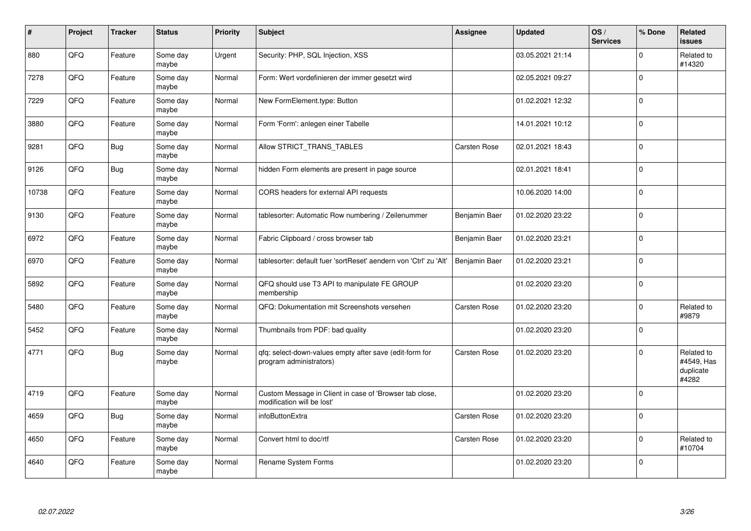| # | Project | Tracker | Status | Priority | Subject | Assignee | Updated | OS / Services | % Done | Related issues |
|---|---|---|---|---|---|---|---|---|---|---|
| 880 | QFQ | Feature | Some day maybe | Urgent | Security: PHP, SQL Injection, XSS | | 03.05.2021 21:14 | | 0 | Related to #14320 |
| 7278 | QFQ | Feature | Some day maybe | Normal | Form: Wert vordefinieren der immer gesetzt wird | | 02.05.2021 09:27 | | 0 | |
| 7229 | QFQ | Feature | Some day maybe | Normal | New FormElement.type: Button | | 01.02.2021 12:32 | | 0 | |
| 3880 | QFQ | Feature | Some day maybe | Normal | Form 'Form': anlegen einer Tabelle | | 14.01.2021 10:12 | | 0 | |
| 9281 | QFQ | Bug | Some day maybe | Normal | Allow STRICT_TRANS_TABLES | Carsten Rose | 02.01.2021 18:43 | | 0 | |
| 9126 | QFQ | Bug | Some day maybe | Normal | hidden Form elements are present in page source | | 02.01.2021 18:41 | | 0 | |
| 10738 | QFQ | Feature | Some day maybe | Normal | CORS headers for external API requests | | 10.06.2020 14:00 | | 0 | |
| 9130 | QFQ | Feature | Some day maybe | Normal | tablesorter: Automatic Row numbering / Zeilenummer | Benjamin Baer | 01.02.2020 23:22 | | 0 | |
| 6972 | QFQ | Feature | Some day maybe | Normal | Fabric Clipboard / cross browser tab | Benjamin Baer | 01.02.2020 23:21 | | 0 | |
| 6970 | QFQ | Feature | Some day maybe | Normal | tablesorter: default fuer 'sortReset' aendern von 'Ctrl' zu 'Alt' | Benjamin Baer | 01.02.2020 23:21 | | 0 | |
| 5892 | QFQ | Feature | Some day maybe | Normal | QFQ should use T3 API to manipulate FE GROUP membership | | 01.02.2020 23:20 | | 0 | |
| 5480 | QFQ | Feature | Some day maybe | Normal | QFQ: Dokumentation mit Screenshots versehen | Carsten Rose | 01.02.2020 23:20 | | 0 | Related to #9879 |
| 5452 | QFQ | Feature | Some day maybe | Normal | Thumbnails from PDF: bad quality | | 01.02.2020 23:20 | | 0 | |
| 4771 | QFQ | Bug | Some day maybe | Normal | qfq: select-down-values empty after save (edit-form for program administrators) | Carsten Rose | 01.02.2020 23:20 | | 0 | Related to #4549, Has duplicate #4282 |
| 4719 | QFQ | Feature | Some day maybe | Normal | Custom Message in Client in case of 'Browser tab close, modification will be lost' | | 01.02.2020 23:20 | | 0 | |
| 4659 | QFQ | Bug | Some day maybe | Normal | infoButtonExtra | Carsten Rose | 01.02.2020 23:20 | | 0 | |
| 4650 | QFQ | Feature | Some day maybe | Normal | Convert html to doc/rtf | Carsten Rose | 01.02.2020 23:20 | | 0 | Related to #10704 |
| 4640 | QFQ | Feature | Some day maybe | Normal | Rename System Forms | | 01.02.2020 23:20 | | 0 | |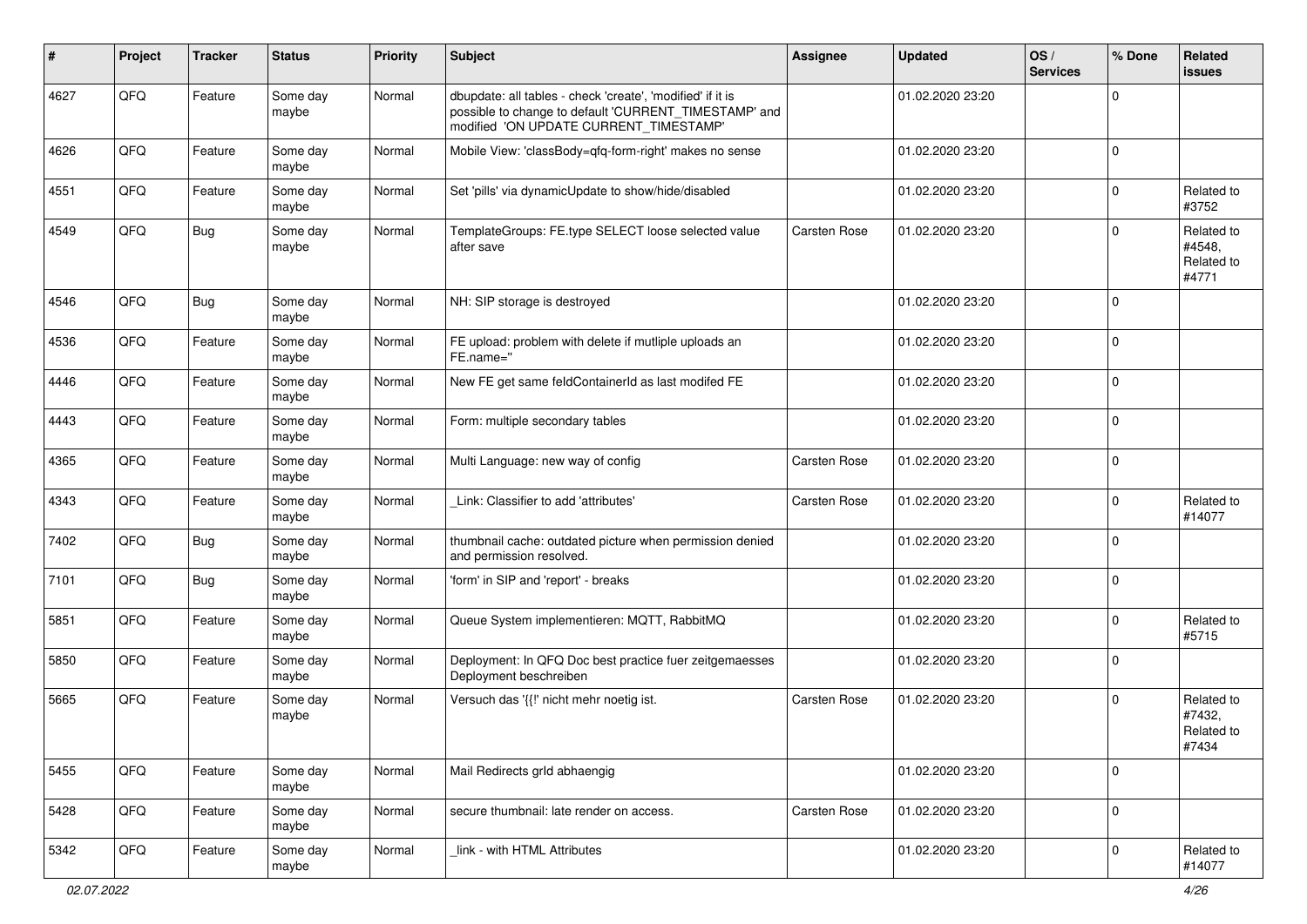| # | Project | Tracker | Status | Priority | Subject | Assignee | Updated | OS / Services | % Done | Related issues |
|---|---|---|---|---|---|---|---|---|---|---|
| 4627 | QFQ | Feature | Some day maybe | Normal | dbupdate: all tables - check 'create', 'modified' if it is possible to change to default 'CURRENT_TIMESTAMP' and modified 'ON UPDATE CURRENT_TIMESTAMP' | | 01.02.2020 23:20 | | 0 | |
| 4626 | QFQ | Feature | Some day maybe | Normal | Mobile View: 'classBody=qfq-form-right' makes no sense | | 01.02.2020 23:20 | | 0 | |
| 4551 | QFQ | Feature | Some day maybe | Normal | Set 'pills' via dynamicUpdate to show/hide/disabled | | 01.02.2020 23:20 | | 0 | Related to #3752 |
| 4549 | QFQ | Bug | Some day maybe | Normal | TemplateGroups: FE.type SELECT loose selected value after save | Carsten Rose | 01.02.2020 23:20 | | 0 | Related to #4548, Related to #4771 |
| 4546 | QFQ | Bug | Some day maybe | Normal | NH: SIP storage is destroyed | | 01.02.2020 23:20 | | 0 | |
| 4536 | QFQ | Feature | Some day maybe | Normal | FE upload: problem with delete if mutliple uploads an FE.name='' | | 01.02.2020 23:20 | | 0 | |
| 4446 | QFQ | Feature | Some day maybe | Normal | New FE get same feldContainerId as last modifed FE | | 01.02.2020 23:20 | | 0 | |
| 4443 | QFQ | Feature | Some day maybe | Normal | Form: multiple secondary tables | | 01.02.2020 23:20 | | 0 | |
| 4365 | QFQ | Feature | Some day maybe | Normal | Multi Language: new way of config | Carsten Rose | 01.02.2020 23:20 | | 0 | |
| 4343 | QFQ | Feature | Some day maybe | Normal | _Link: Classifier to add 'attributes' | Carsten Rose | 01.02.2020 23:20 | | 0 | Related to #14077 |
| 7402 | QFQ | Bug | Some day maybe | Normal | thumbnail cache: outdated picture when permission denied and permission resolved. | | 01.02.2020 23:20 | | 0 | |
| 7101 | QFQ | Bug | Some day maybe | Normal | 'form' in SIP and 'report' - breaks | | 01.02.2020 23:20 | | 0 | |
| 5851 | QFQ | Feature | Some day maybe | Normal | Queue System implementieren: MQTT, RabbitMQ | | 01.02.2020 23:20 | | 0 | Related to #5715 |
| 5850 | QFQ | Feature | Some day maybe | Normal | Deployment: In QFQ Doc best practice fuer zeitgemaesses Deployment beschreiben | | 01.02.2020 23:20 | | 0 | |
| 5665 | QFQ | Feature | Some day maybe | Normal | Versuch das '{{!' nicht mehr noetig ist. | Carsten Rose | 01.02.2020 23:20 | | 0 | Related to #7432, Related to #7434 |
| 5455 | QFQ | Feature | Some day maybe | Normal | Mail Redirects grId abhaengig | | 01.02.2020 23:20 | | 0 | |
| 5428 | QFQ | Feature | Some day maybe | Normal | secure thumbnail: late render on access. | Carsten Rose | 01.02.2020 23:20 | | 0 | |
| 5342 | QFQ | Feature | Some day maybe | Normal | _link - with HTML Attributes | | 01.02.2020 23:20 | | 0 | Related to #14077 |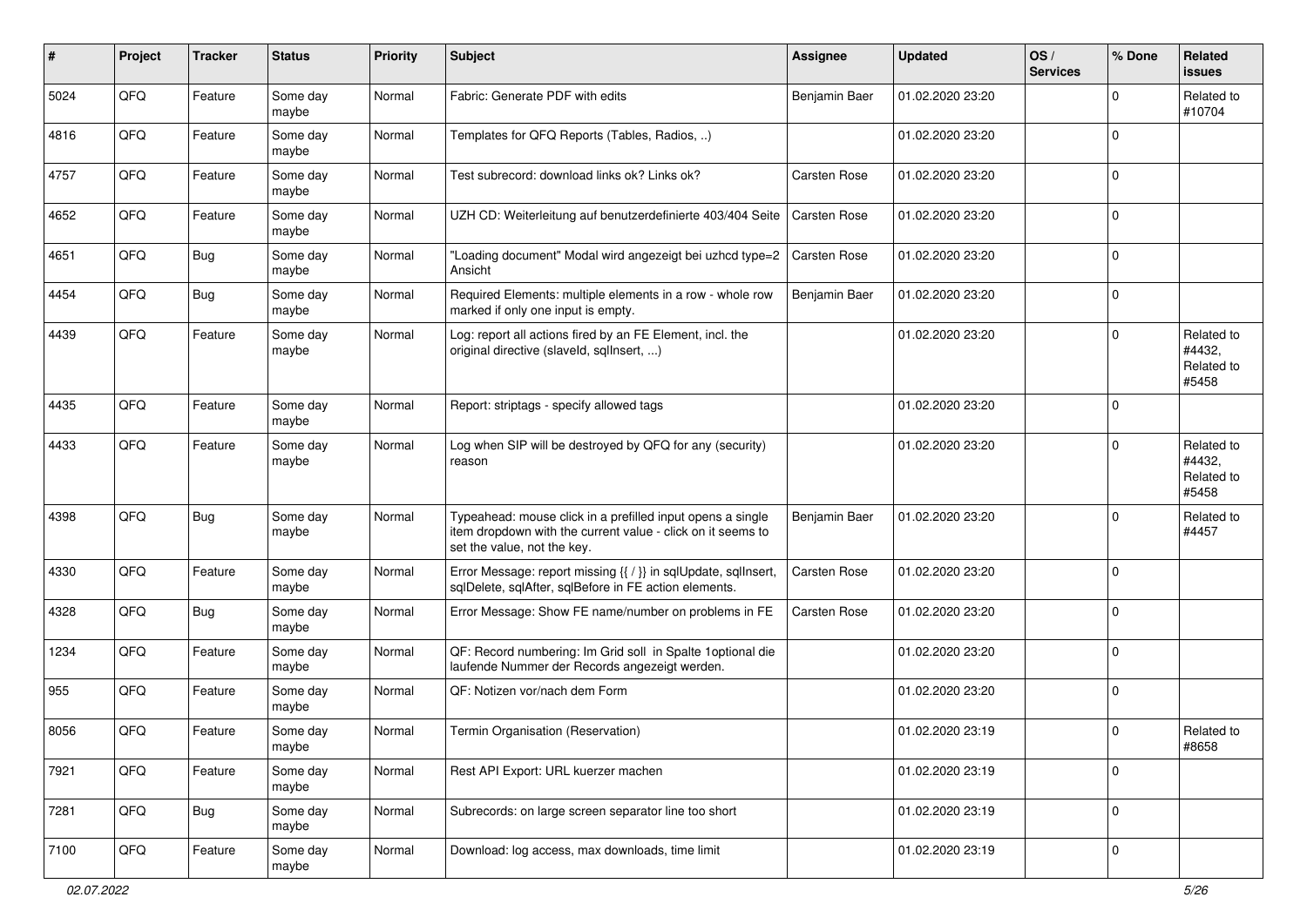| # | Project | Tracker | Status | Priority | Subject | Assignee | Updated | OS / Services | % Done | Related issues |
|---|---|---|---|---|---|---|---|---|---|---|
| 5024 | QFQ | Feature | Some day maybe | Normal | Fabric: Generate PDF with edits | Benjamin Baer | 01.02.2020 23:20 | | 0 | Related to #10704 |
| 4816 | QFQ | Feature | Some day maybe | Normal | Templates for QFQ Reports (Tables, Radios, ..) | | 01.02.2020 23:20 | | 0 | |
| 4757 | QFQ | Feature | Some day maybe | Normal | Test subrecord: download links ok? Links ok? | Carsten Rose | 01.02.2020 23:20 | | 0 | |
| 4652 | QFQ | Feature | Some day maybe | Normal | UZH CD: Weiterleitung auf benutzerdefinierte 403/404 Seite | Carsten Rose | 01.02.2020 23:20 | | 0 | |
| 4651 | QFQ | Bug | Some day maybe | Normal | "Loading document" Modal wird angezeigt bei uzhcd type=2 Ansicht | Carsten Rose | 01.02.2020 23:20 | | 0 | |
| 4454 | QFQ | Bug | Some day maybe | Normal | Required Elements: multiple elements in a row - whole row marked if only one input is empty. | Benjamin Baer | 01.02.2020 23:20 | | 0 | |
| 4439 | QFQ | Feature | Some day maybe | Normal | Log: report all actions fired by an FE Element, incl. the original directive (slaveId, sqlInsert, ...) | | 01.02.2020 23:20 | | 0 | Related to #4432, Related to #5458 |
| 4435 | QFQ | Feature | Some day maybe | Normal | Report: striptags - specify allowed tags | | 01.02.2020 23:20 | | 0 | |
| 4433 | QFQ | Feature | Some day maybe | Normal | Log when SIP will be destroyed by QFQ for any (security) reason | | 01.02.2020 23:20 | | 0 | Related to #4432, Related to #5458 |
| 4398 | QFQ | Bug | Some day maybe | Normal | Typeahead: mouse click in a prefilled input opens a single item dropdown with the current value - click on it seems to set the value, not the key. | Benjamin Baer | 01.02.2020 23:20 | | 0 | Related to #4457 |
| 4330 | QFQ | Feature | Some day maybe | Normal | Error Message: report missing {{ / }} in sqlUpdate, sqlInsert, sqlDelete, sqlAfter, sqlBefore in FE action elements. | Carsten Rose | 01.02.2020 23:20 | | 0 | |
| 4328 | QFQ | Bug | Some day maybe | Normal | Error Message: Show FE name/number on problems in FE | Carsten Rose | 01.02.2020 23:20 | | 0 | |
| 1234 | QFQ | Feature | Some day maybe | Normal | QF: Record numbering: Im Grid soll in Spalte 1optional die laufende Nummer der Records angezeigt werden. | | 01.02.2020 23:20 | | 0 | |
| 955 | QFQ | Feature | Some day maybe | Normal | QF: Notizen vor/nach dem Form | | 01.02.2020 23:20 | | 0 | |
| 8056 | QFQ | Feature | Some day maybe | Normal | Termin Organisation (Reservation) | | 01.02.2020 23:19 | | 0 | Related to #8658 |
| 7921 | QFQ | Feature | Some day maybe | Normal | Rest API Export: URL kuerzer machen | | 01.02.2020 23:19 | | 0 | |
| 7281 | QFQ | Bug | Some day maybe | Normal | Subrecords: on large screen separator line too short | | 01.02.2020 23:19 | | 0 | |
| 7100 | QFQ | Feature | Some day maybe | Normal | Download: log access, max downloads, time limit | | 01.02.2020 23:19 | | 0 | |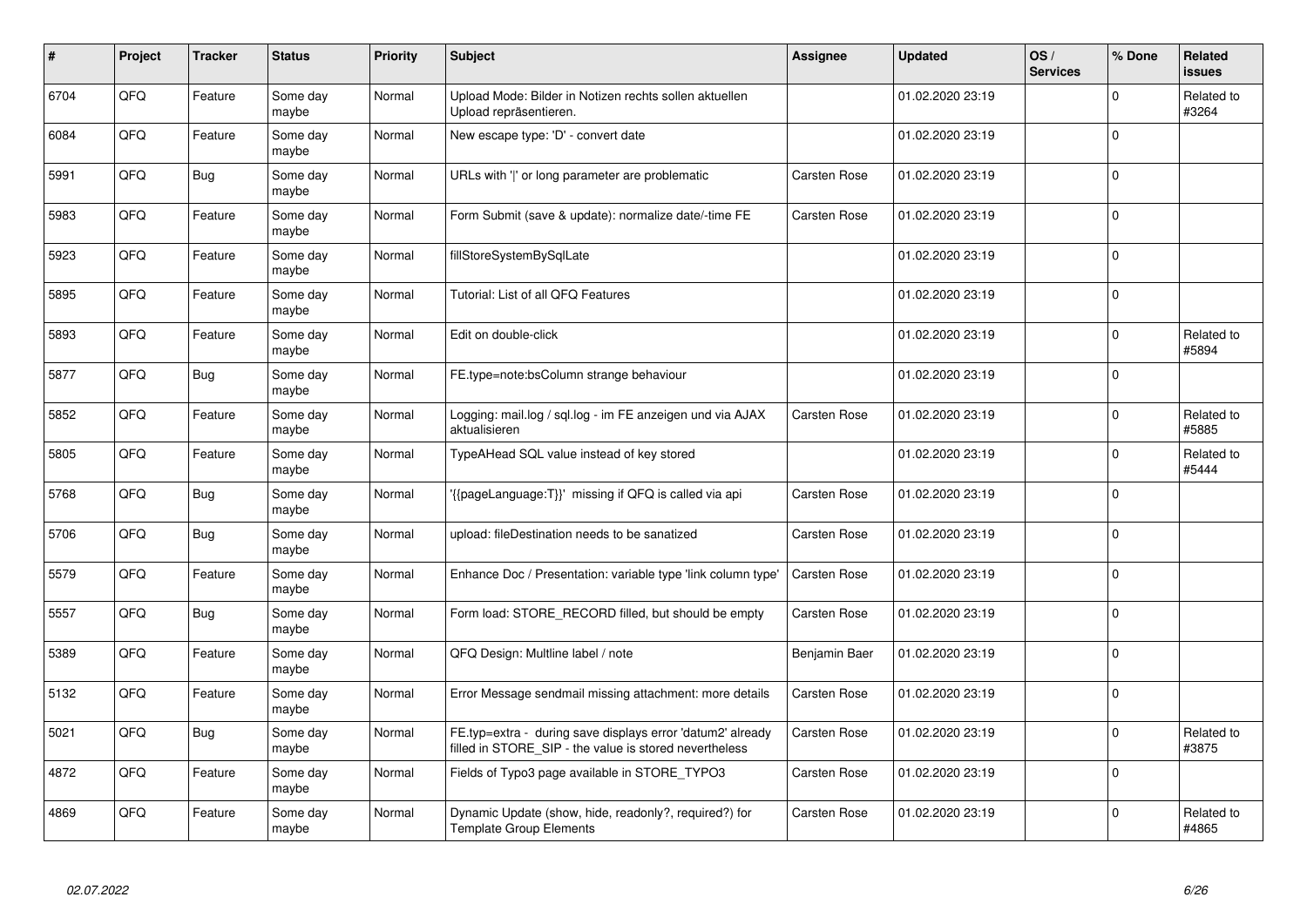| # | Project | Tracker | Status | Priority | Subject | Assignee | Updated | OS / Services | % Done | Related issues |
|---|---|---|---|---|---|---|---|---|---|---|
| 6704 | QFQ | Feature | Some day maybe | Normal | Upload Mode: Bilder in Notizen rechts sollen aktuellen Upload repräsentieren. | | 01.02.2020 23:19 | | 0 | Related to #3264 |
| 6084 | QFQ | Feature | Some day maybe | Normal | New escape type: 'D' - convert date | | 01.02.2020 23:19 | | 0 | |
| 5991 | QFQ | Bug | Some day maybe | Normal | URLs with '\|' or long parameter are problematic | Carsten Rose | 01.02.2020 23:19 | | 0 | |
| 5983 | QFQ | Feature | Some day maybe | Normal | Form Submit (save & update): normalize date/-time FE | Carsten Rose | 01.02.2020 23:19 | | 0 | |
| 5923 | QFQ | Feature | Some day maybe | Normal | fillStoreSystemBySqlLate | | 01.02.2020 23:19 | | 0 | |
| 5895 | QFQ | Feature | Some day maybe | Normal | Tutorial: List of all QFQ Features | | 01.02.2020 23:19 | | 0 | |
| 5893 | QFQ | Feature | Some day maybe | Normal | Edit on double-click | | 01.02.2020 23:19 | | 0 | Related to #5894 |
| 5877 | QFQ | Bug | Some day maybe | Normal | FE.type=note:bsColumn strange behaviour | | 01.02.2020 23:19 | | 0 | |
| 5852 | QFQ | Feature | Some day maybe | Normal | Logging: mail.log / sql.log - im FE anzeigen und via AJAX aktualisieren | Carsten Rose | 01.02.2020 23:19 | | 0 | Related to #5885 |
| 5805 | QFQ | Feature | Some day maybe | Normal | TypeAHead SQL value instead of key stored | | 01.02.2020 23:19 | | 0 | Related to #5444 |
| 5768 | QFQ | Bug | Some day maybe | Normal | '{{pageLanguage:T}}' missing if QFQ is called via api | Carsten Rose | 01.02.2020 23:19 | | 0 | |
| 5706 | QFQ | Bug | Some day maybe | Normal | upload: fileDestination needs to be sanatized | Carsten Rose | 01.02.2020 23:19 | | 0 | |
| 5579 | QFQ | Feature | Some day maybe | Normal | Enhance Doc / Presentation: variable type 'link column type' | Carsten Rose | 01.02.2020 23:19 | | 0 | |
| 5557 | QFQ | Bug | Some day maybe | Normal | Form load: STORE_RECORD filled, but should be empty | Carsten Rose | 01.02.2020 23:19 | | 0 | |
| 5389 | QFQ | Feature | Some day maybe | Normal | QFQ Design: Multline label / note | Benjamin Baer | 01.02.2020 23:19 | | 0 | |
| 5132 | QFQ | Feature | Some day maybe | Normal | Error Message sendmail missing attachment: more details | Carsten Rose | 01.02.2020 23:19 | | 0 | |
| 5021 | QFQ | Bug | Some day maybe | Normal | FE.typ=extra - during save displays error 'datum2' already filled in STORE_SIP - the value is stored nevertheless | Carsten Rose | 01.02.2020 23:19 | | 0 | Related to #3875 |
| 4872 | QFQ | Feature | Some day maybe | Normal | Fields of Typo3 page available in STORE_TYPO3 | Carsten Rose | 01.02.2020 23:19 | | 0 | |
| 4869 | QFQ | Feature | Some day maybe | Normal | Dynamic Update (show, hide, readonly?, required?) for Template Group Elements | Carsten Rose | 01.02.2020 23:19 | | 0 | Related to #4865 |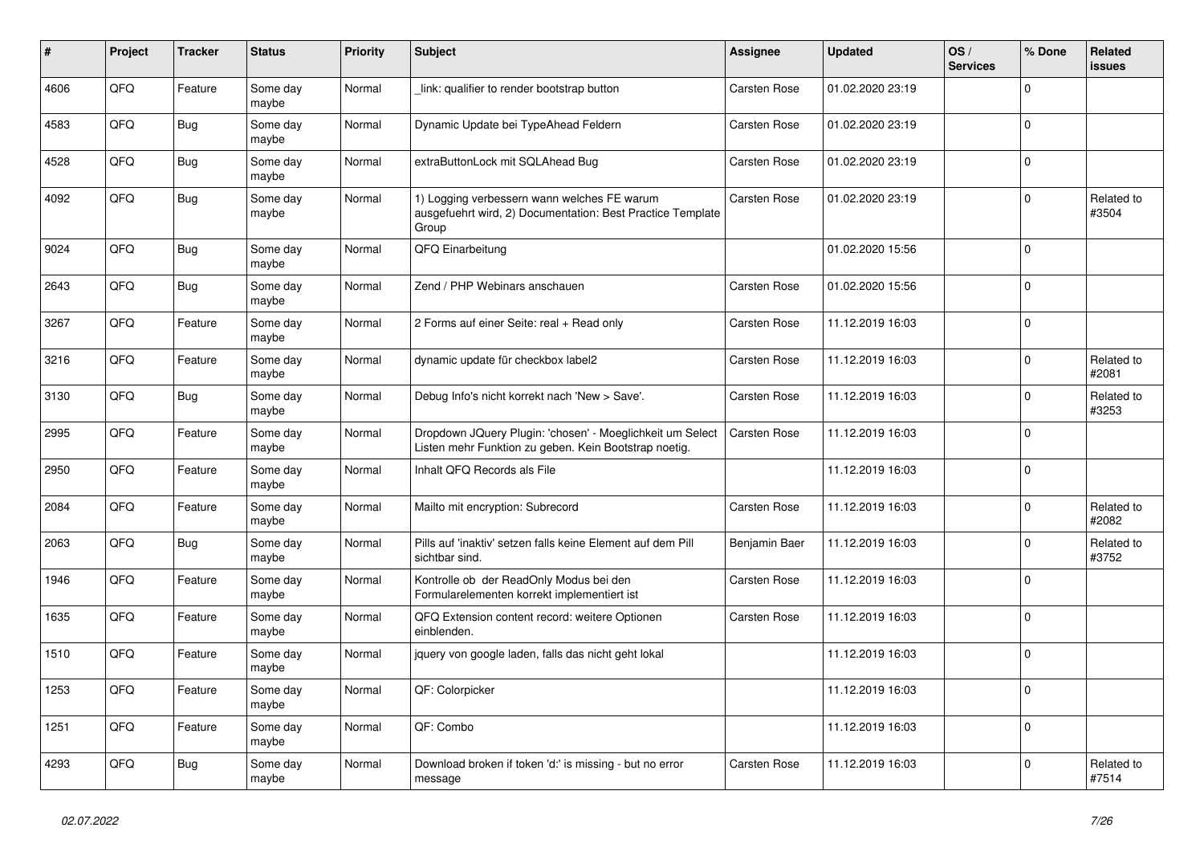| # | Project | Tracker | Status | Priority | Subject | Assignee | Updated | OS / Services | % Done | Related issues |
|---|---|---|---|---|---|---|---|---|---|---|
| 4606 | QFQ | Feature | Some day maybe | Normal | _link: qualifier to render bootstrap button | Carsten Rose | 01.02.2020 23:19 | | 0 | |
| 4583 | QFQ | Bug | Some day maybe | Normal | Dynamic Update bei TypeAhead Feldern | Carsten Rose | 01.02.2020 23:19 | | 0 | |
| 4528 | QFQ | Bug | Some day maybe | Normal | extraButtonLock mit SQLAhead Bug | Carsten Rose | 01.02.2020 23:19 | | 0 | |
| 4092 | QFQ | Bug | Some day maybe | Normal | 1) Logging verbessern wann welches FE warum ausgefuehrt wird, 2) Documentation: Best Practice Template Group | Carsten Rose | 01.02.2020 23:19 | | 0 | Related to #3504 |
| 9024 | QFQ | Bug | Some day maybe | Normal | QFQ Einarbeitung | | 01.02.2020 15:56 | | 0 | |
| 2643 | QFQ | Bug | Some day maybe | Normal | Zend / PHP Webinars anschauen | Carsten Rose | 01.02.2020 15:56 | | 0 | |
| 3267 | QFQ | Feature | Some day maybe | Normal | 2 Forms auf einer Seite: real + Read only | Carsten Rose | 11.12.2019 16:03 | | 0 | |
| 3216 | QFQ | Feature | Some day maybe | Normal | dynamic update für checkbox label2 | Carsten Rose | 11.12.2019 16:03 | | 0 | Related to #2081 |
| 3130 | QFQ | Bug | Some day maybe | Normal | Debug Info's nicht korrekt nach 'New > Save'. | Carsten Rose | 11.12.2019 16:03 | | 0 | Related to #3253 |
| 2995 | QFQ | Feature | Some day maybe | Normal | Dropdown JQuery Plugin: 'chosen' - Moeglichkeit um Select Listen mehr Funktion zu geben. Kein Bootstrap noetig. | Carsten Rose | 11.12.2019 16:03 | | 0 | |
| 2950 | QFQ | Feature | Some day maybe | Normal | Inhalt QFQ Records als File | | 11.12.2019 16:03 | | 0 | |
| 2084 | QFQ | Feature | Some day maybe | Normal | Mailto mit encryption: Subrecord | Carsten Rose | 11.12.2019 16:03 | | 0 | Related to #2082 |
| 2063 | QFQ | Bug | Some day maybe | Normal | Pills auf 'inaktiv' setzen falls keine Element auf dem Pill sichtbar sind. | Benjamin Baer | 11.12.2019 16:03 | | 0 | Related to #3752 |
| 1946 | QFQ | Feature | Some day maybe | Normal | Kontrolle ob der ReadOnly Modus bei den Formularelementen korrekt implementiert ist | Carsten Rose | 11.12.2019 16:03 | | 0 | |
| 1635 | QFQ | Feature | Some day maybe | Normal | QFQ Extension content record: weitere Optionen einblenden. | Carsten Rose | 11.12.2019 16:03 | | 0 | |
| 1510 | QFQ | Feature | Some day maybe | Normal | jquery von google laden, falls das nicht geht lokal | | 11.12.2019 16:03 | | 0 | |
| 1253 | QFQ | Feature | Some day maybe | Normal | QF: Colorpicker | | 11.12.2019 16:03 | | 0 | |
| 1251 | QFQ | Feature | Some day maybe | Normal | QF: Combo | | 11.12.2019 16:03 | | 0 | |
| 4293 | QFQ | Bug | Some day maybe | Normal | Download broken if token 'd:' is missing - but no error message | Carsten Rose | 11.12.2019 16:03 | | 0 | Related to #7514 |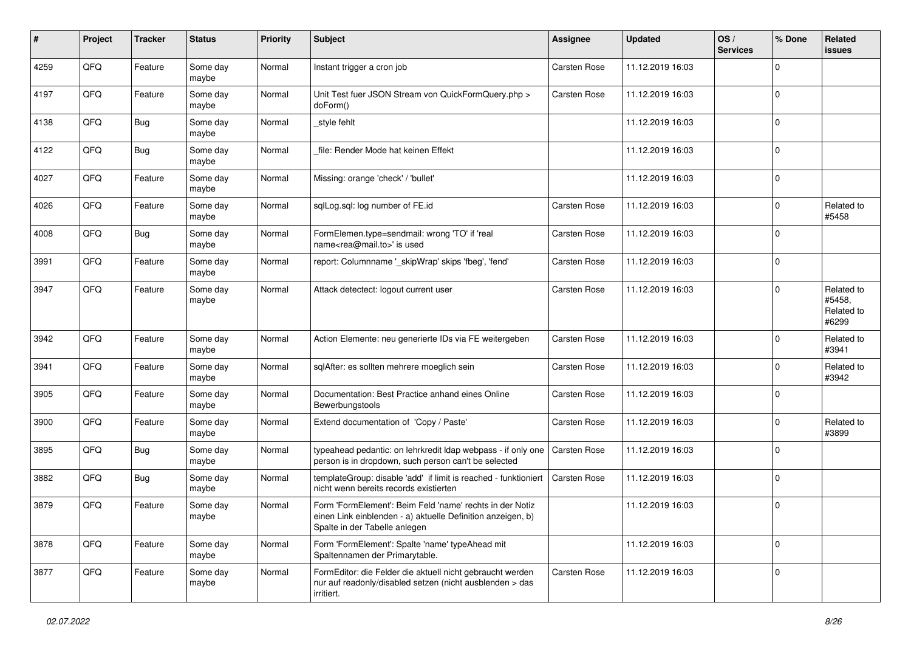| # | Project | Tracker | Status | Priority | Subject | Assignee | Updated | OS / Services | % Done | Related issues |
|---|---|---|---|---|---|---|---|---|---|---|
| 4259 | QFO | Feature | Some day maybe | Normal | Instant trigger a cron job | Carsten Rose | 11.12.2019 16:03 | | 0 | |
| 4197 | QFQ | Feature | Some day maybe | Normal | Unit Test fuer JSON Stream von QuickFormQuery.php > doForm() | Carsten Rose | 11.12.2019 16:03 | | 0 | |
| 4138 | QFQ | Bug | Some day maybe | Normal | _style fehlt | | 11.12.2019 16:03 | | 0 | |
| 4122 | QFQ | Bug | Some day maybe | Normal | _file: Render Mode hat keinen Effekt | | 11.12.2019 16:03 | | 0 | |
| 4027 | QFQ | Feature | Some day maybe | Normal | Missing: orange 'check' / 'bullet' | | 11.12.2019 16:03 | | 0 | |
| 4026 | QFQ | Feature | Some day maybe | Normal | sqlLog.sql: log number of FE.id | Carsten Rose | 11.12.2019 16:03 | | 0 | Related to #5458 |
| 4008 | QFQ | Bug | Some day maybe | Normal | FormElemen.type=sendmail: wrong 'TO' if 'real name<rea@mail.to>' is used | Carsten Rose | 11.12.2019 16:03 | | 0 | |
| 3991 | QFQ | Feature | Some day maybe | Normal | report: Columnname '_skipWrap' skips 'fbeg', 'fend' | Carsten Rose | 11.12.2019 16:03 | | 0 | |
| 3947 | QFQ | Feature | Some day maybe | Normal | Attack detectect: logout current user | Carsten Rose | 11.12.2019 16:03 | | 0 | Related to #5458, Related to #6299 |
| 3942 | QFQ | Feature | Some day maybe | Normal | Action Elemente: neu generierte IDs via FE weitergeben | Carsten Rose | 11.12.2019 16:03 | | 0 | Related to #3941 |
| 3941 | QFQ | Feature | Some day maybe | Normal | sqlAfter: es sollten mehrere moeglich sein | Carsten Rose | 11.12.2019 16:03 | | 0 | Related to #3942 |
| 3905 | QFQ | Feature | Some day maybe | Normal | Documentation: Best Practice anhand eines Online Bewerbungstools | Carsten Rose | 11.12.2019 16:03 | | 0 | |
| 3900 | QFQ | Feature | Some day maybe | Normal | Extend documentation of 'Copy / Paste' | Carsten Rose | 11.12.2019 16:03 | | 0 | Related to #3899 |
| 3895 | QFQ | Bug | Some day maybe | Normal | typeahead pedantic: on lehrkredit ldap webpass - if only one person is in dropdown, such person can't be selected | Carsten Rose | 11.12.2019 16:03 | | 0 | |
| 3882 | QFQ | Bug | Some day maybe | Normal | templateGroup: disable 'add' if limit is reached - funktioniert nicht wenn bereits records existierten | Carsten Rose | 11.12.2019 16:03 | | 0 | |
| 3879 | QFQ | Feature | Some day maybe | Normal | Form 'FormElement': Beim Feld 'name' rechts in der Notiz einen Link einblenden - a) aktuelle Definition anzeigen, b) Spalte in der Tabelle anlegen | | 11.12.2019 16:03 | | 0 | |
| 3878 | QFQ | Feature | Some day maybe | Normal | Form 'FormElement': Spalte 'name' typeAhead mit Spaltennamen der Primarytable. | | 11.12.2019 16:03 | | 0 | |
| 3877 | QFQ | Feature | Some day maybe | Normal | FormEditor: die Felder die aktuell nicht gebraucht werden nur auf readonly/disabled setzen (nicht ausblenden > das irritiert. | Carsten Rose | 11.12.2019 16:03 | | 0 | |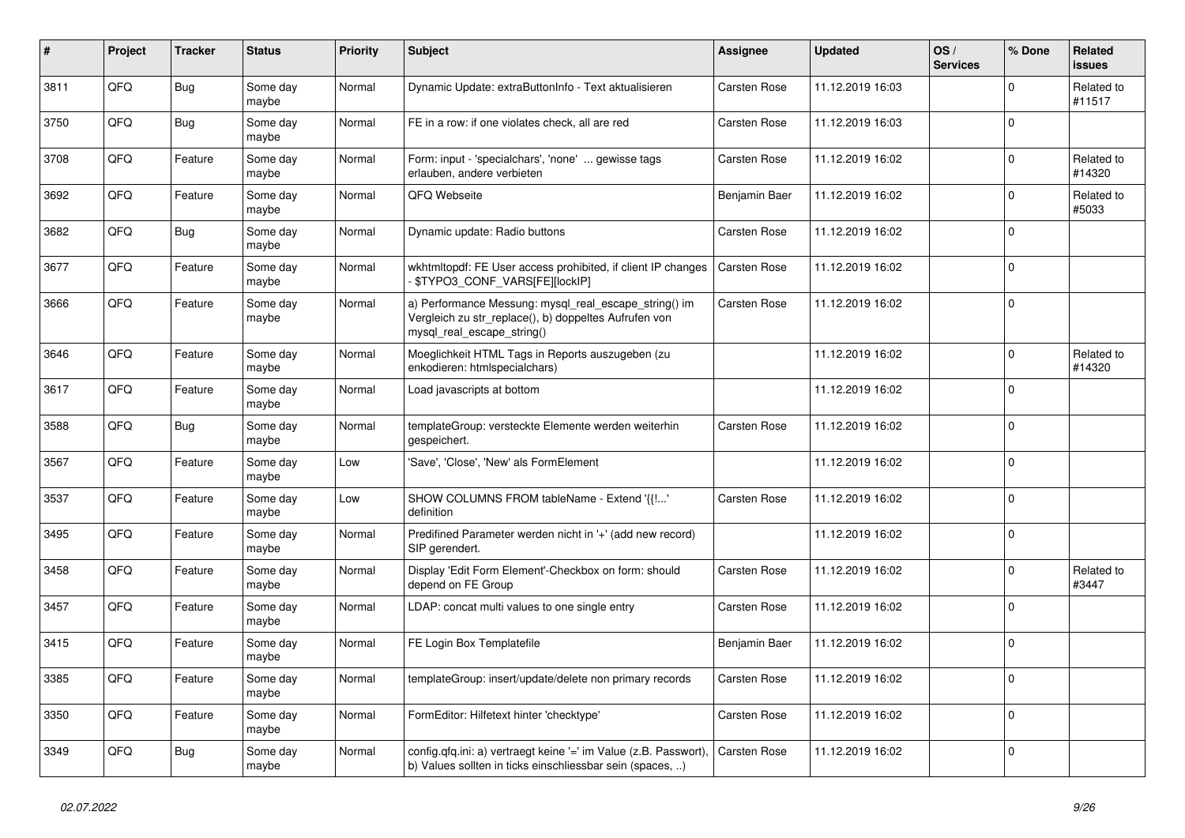| # | Project | Tracker | Status | Priority | Subject | Assignee | Updated | OS / Services | % Done | Related issues |
|---|---|---|---|---|---|---|---|---|---|---|
| 3811 | QFQ | Bug | Some day maybe | Normal | Dynamic Update: extraButtonInfo - Text aktualisieren | Carsten Rose | 11.12.2019 16:03 | | 0 | Related to #11517 |
| 3750 | QFQ | Bug | Some day maybe | Normal | FE in a row: if one violates check, all are red | Carsten Rose | 11.12.2019 16:03 | | 0 | |
| 3708 | QFQ | Feature | Some day maybe | Normal | Form: input - 'specialchars', 'none' ... gewisse tags erlauben, andere verbieten | Carsten Rose | 11.12.2019 16:02 | | 0 | Related to #14320 |
| 3692 | QFQ | Feature | Some day maybe | Normal | QFQ Webseite | Benjamin Baer | 11.12.2019 16:02 | | 0 | Related to #5033 |
| 3682 | QFQ | Bug | Some day maybe | Normal | Dynamic update: Radio buttons | Carsten Rose | 11.12.2019 16:02 | | 0 | |
| 3677 | QFQ | Feature | Some day maybe | Normal | wkhtmltopdf: FE User access prohibited, if client IP changes - $TYPO3_CONF_VARS[FE][lockIP] | Carsten Rose | 11.12.2019 16:02 | | 0 | |
| 3666 | QFQ | Feature | Some day maybe | Normal | a) Performance Messung: mysql_real_escape_string() im Vergleich zu str_replace(), b) doppeltes Aufrufen von mysql_real_escape_string() | Carsten Rose | 11.12.2019 16:02 | | 0 | |
| 3646 | QFQ | Feature | Some day maybe | Normal | Moeglichkeit HTML Tags in Reports auszugeben (zu enkodieren: htmlspecialchars) | | 11.12.2019 16:02 | | 0 | Related to #14320 |
| 3617 | QFQ | Feature | Some day maybe | Normal | Load javascripts at bottom | | 11.12.2019 16:02 | | 0 | |
| 3588 | QFQ | Bug | Some day maybe | Normal | templateGroup: versteckte Elemente werden weiterhin gespeichert. | Carsten Rose | 11.12.2019 16:02 | | 0 | |
| 3567 | QFQ | Feature | Some day maybe | Low | 'Save', 'Close', 'New' als FormElement | | 11.12.2019 16:02 | | 0 | |
| 3537 | QFQ | Feature | Some day maybe | Low | SHOW COLUMNS FROM tableName - Extend '{{!...' definition | Carsten Rose | 11.12.2019 16:02 | | 0 | |
| 3495 | QFQ | Feature | Some day maybe | Normal | Predifined Parameter werden nicht in '+' (add new record) SIP gerendert. | | 11.12.2019 16:02 | | 0 | |
| 3458 | QFQ | Feature | Some day maybe | Normal | Display 'Edit Form Element'-Checkbox on form: should depend on FE Group | Carsten Rose | 11.12.2019 16:02 | | 0 | Related to #3447 |
| 3457 | QFQ | Feature | Some day maybe | Normal | LDAP: concat multi values to one single entry | Carsten Rose | 11.12.2019 16:02 | | 0 | |
| 3415 | QFQ | Feature | Some day maybe | Normal | FE Login Box Templatefile | Benjamin Baer | 11.12.2019 16:02 | | 0 | |
| 3385 | QFQ | Feature | Some day maybe | Normal | templateGroup: insert/update/delete non primary records | Carsten Rose | 11.12.2019 16:02 | | 0 | |
| 3350 | QFQ | Feature | Some day maybe | Normal | FormEditor: Hilfetext hinter 'checktype' | Carsten Rose | 11.12.2019 16:02 | | 0 | |
| 3349 | QFQ | Bug | Some day maybe | Normal | config.qfq.ini: a) vertraegt keine '=' im Value (z.B. Passwort), b) Values sollten in ticks einschliessbar sein (spaces, ..) | Carsten Rose | 11.12.2019 16:02 | | 0 | |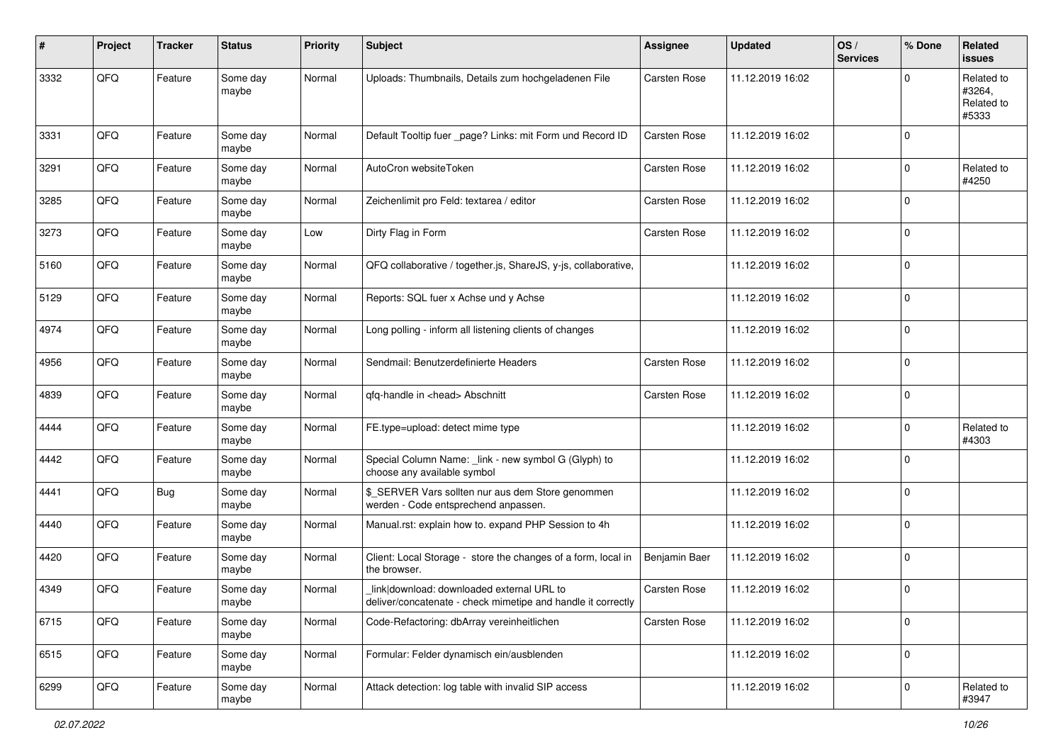| # | Project | Tracker | Status | Priority | Subject | Assignee | Updated | OS / Services | % Done | Related issues |
|---|---|---|---|---|---|---|---|---|---|---|
| 3332 | QFQ | Feature | Some day maybe | Normal | Uploads: Thumbnails, Details zum hochgeladenen File | Carsten Rose | 11.12.2019 16:02 | | 0 | Related to #3264, Related to #5333 |
| 3331 | QFQ | Feature | Some day maybe | Normal | Default Tooltip fuer _page? Links: mit Form und Record ID | Carsten Rose | 11.12.2019 16:02 | | 0 | |
| 3291 | QFQ | Feature | Some day maybe | Normal | AutoCron websiteToken | Carsten Rose | 11.12.2019 16:02 | | 0 | Related to #4250 |
| 3285 | QFQ | Feature | Some day maybe | Normal | Zeichenlimit pro Feld: textarea / editor | Carsten Rose | 11.12.2019 16:02 | | 0 | |
| 3273 | QFQ | Feature | Some day maybe | Low | Dirty Flag in Form | Carsten Rose | 11.12.2019 16:02 | | 0 | |
| 5160 | QFQ | Feature | Some day maybe | Normal | QFQ collaborative / together.js, ShareJS, y-js, collaborative, | | 11.12.2019 16:02 | | 0 | |
| 5129 | QFQ | Feature | Some day maybe | Normal | Reports: SQL fuer x Achse und y Achse | | 11.12.2019 16:02 | | 0 | |
| 4974 | QFQ | Feature | Some day maybe | Normal | Long polling - inform all listening clients of changes | | 11.12.2019 16:02 | | 0 | |
| 4956 | QFQ | Feature | Some day maybe | Normal | Sendmail: Benutzerdefinierte Headers | Carsten Rose | 11.12.2019 16:02 | | 0 | |
| 4839 | QFQ | Feature | Some day maybe | Normal | qfq-handle in <head> Abschnitt | Carsten Rose | 11.12.2019 16:02 | | 0 | |
| 4444 | QFQ | Feature | Some day maybe | Normal | FE.type=upload: detect mime type | | 11.12.2019 16:02 | | 0 | Related to #4303 |
| 4442 | QFQ | Feature | Some day maybe | Normal | Special Column Name: _link - new symbol G (Glyph) to choose any available symbol | | 11.12.2019 16:02 | | 0 | |
| 4441 | QFQ | Bug | Some day maybe | Normal | $_SERVER Vars sollten nur aus dem Store genommen werden - Code entsprechend anpassen. | | 11.12.2019 16:02 | | 0 | |
| 4440 | QFQ | Feature | Some day maybe | Normal | Manual.rst: explain how to. expand PHP Session to 4h | | 11.12.2019 16:02 | | 0 | |
| 4420 | QFQ | Feature | Some day maybe | Normal | Client: Local Storage - store the changes of a form, local in the browser. | Benjamin Baer | 11.12.2019 16:02 | | 0 | |
| 4349 | QFQ | Feature | Some day maybe | Normal | _link\|download: downloaded external URL to deliver/concatenate - check mimetipe and handle it correctly | Carsten Rose | 11.12.2019 16:02 | | 0 | |
| 6715 | QFQ | Feature | Some day maybe | Normal | Code-Refactoring: dbArray vereinheitlichen | Carsten Rose | 11.12.2019 16:02 | | 0 | |
| 6515 | QFQ | Feature | Some day maybe | Normal | Formular: Felder dynamisch ein/ausblenden | | 11.12.2019 16:02 | | 0 | |
| 6299 | QFQ | Feature | Some day maybe | Normal | Attack detection: log table with invalid SIP access | | 11.12.2019 16:02 | | 0 | Related to #3947 |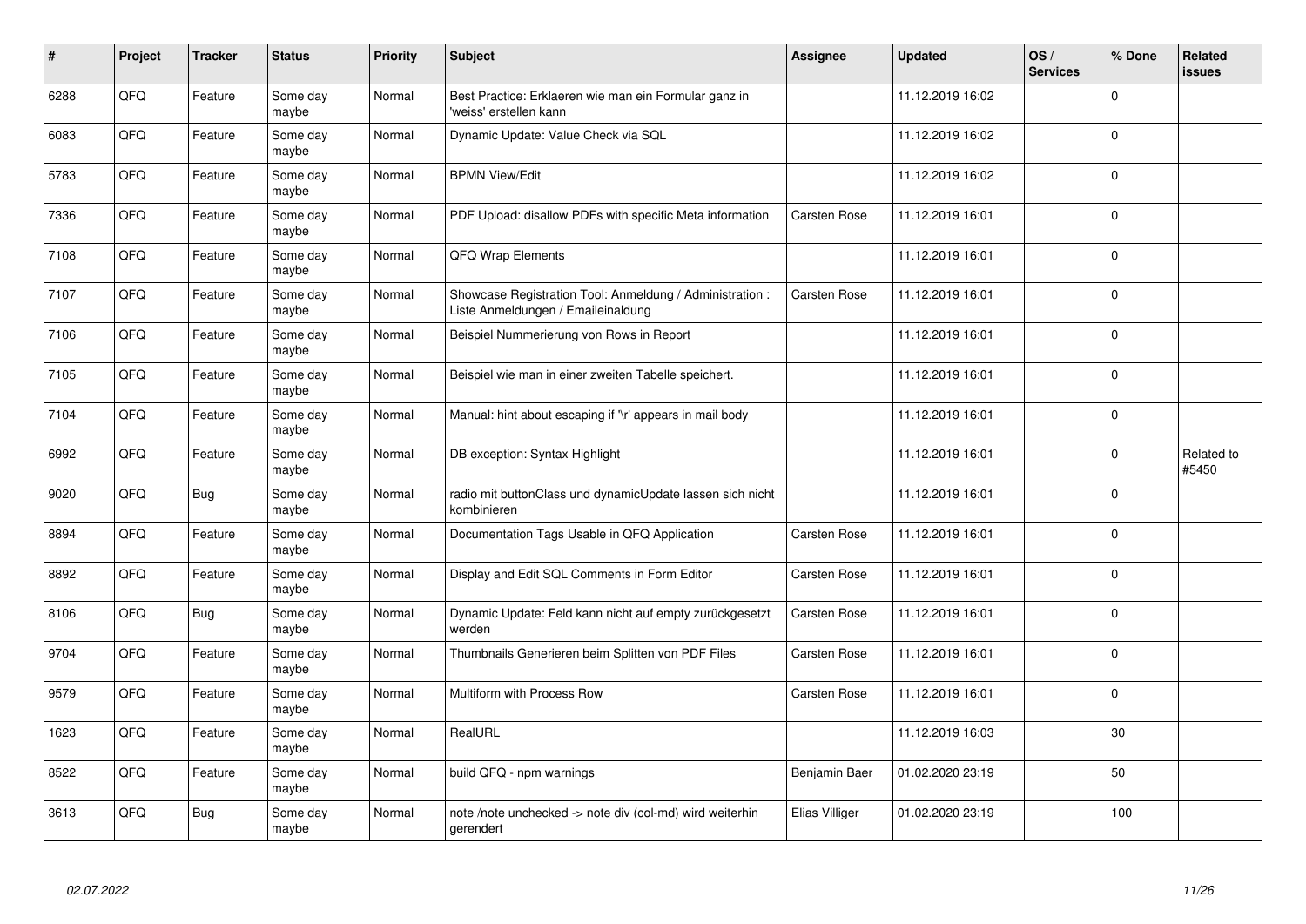| # | Project | Tracker | Status | Priority | Subject | Assignee | Updated | OS / Services | % Done | Related issues |
|---|---|---|---|---|---|---|---|---|---|---|
| 6288 | QFQ | Feature | Some day maybe | Normal | Best Practice: Erklaeren wie man ein Formular ganz in 'weiss' erstellen kann | | 11.12.2019 16:02 | | 0 | |
| 6083 | QFQ | Feature | Some day maybe | Normal | Dynamic Update: Value Check via SQL | | 11.12.2019 16:02 | | 0 | |
| 5783 | QFQ | Feature | Some day maybe | Normal | BPMN View/Edit | | 11.12.2019 16:02 | | 0 | |
| 7336 | QFQ | Feature | Some day maybe | Normal | PDF Upload: disallow PDFs with specific Meta information | Carsten Rose | 11.12.2019 16:01 | | 0 | |
| 7108 | QFQ | Feature | Some day maybe | Normal | QFQ Wrap Elements | | 11.12.2019 16:01 | | 0 | |
| 7107 | QFQ | Feature | Some day maybe | Normal | Showcase Registration Tool: Anmeldung / Administration : Liste Anmeldungen / Emaileinaldung | Carsten Rose | 11.12.2019 16:01 | | 0 | |
| 7106 | QFQ | Feature | Some day maybe | Normal | Beispiel Nummerierung von Rows in Report | | 11.12.2019 16:01 | | 0 | |
| 7105 | QFQ | Feature | Some day maybe | Normal | Beispiel wie man in einer zweiten Tabelle speichert. | | 11.12.2019 16:01 | | 0 | |
| 7104 | QFQ | Feature | Some day maybe | Normal | Manual: hint about escaping if '\r' appears in mail body | | 11.12.2019 16:01 | | 0 | |
| 6992 | QFQ | Feature | Some day maybe | Normal | DB exception: Syntax Highlight | | 11.12.2019 16:01 | | 0 | Related to #5450 |
| 9020 | QFQ | Bug | Some day maybe | Normal | radio mit buttonClass und dynamicUpdate lassen sich nicht kombinieren | | 11.12.2019 16:01 | | 0 | |
| 8894 | QFQ | Feature | Some day maybe | Normal | Documentation Tags Usable in QFQ Application | Carsten Rose | 11.12.2019 16:01 | | 0 | |
| 8892 | QFQ | Feature | Some day maybe | Normal | Display and Edit SQL Comments in Form Editor | Carsten Rose | 11.12.2019 16:01 | | 0 | |
| 8106 | QFQ | Bug | Some day maybe | Normal | Dynamic Update: Feld kann nicht auf empty zurückgesetzt werden | Carsten Rose | 11.12.2019 16:01 | | 0 | |
| 9704 | QFQ | Feature | Some day maybe | Normal | Thumbnails Generieren beim Splitten von PDF Files | Carsten Rose | 11.12.2019 16:01 | | 0 | |
| 9579 | QFQ | Feature | Some day maybe | Normal | Multiform with Process Row | Carsten Rose | 11.12.2019 16:01 | | 0 | |
| 1623 | QFQ | Feature | Some day maybe | Normal | RealURL | | 11.12.2019 16:03 | | 30 | |
| 8522 | QFQ | Feature | Some day maybe | Normal | build QFQ - npm warnings | Benjamin Baer | 01.02.2020 23:19 | | 50 | |
| 3613 | QFQ | Bug | Some day maybe | Normal | note /note unchecked -> note div (col-md) wird weiterhin gerendert | Elias Villiger | 01.02.2020 23:19 | | 100 | |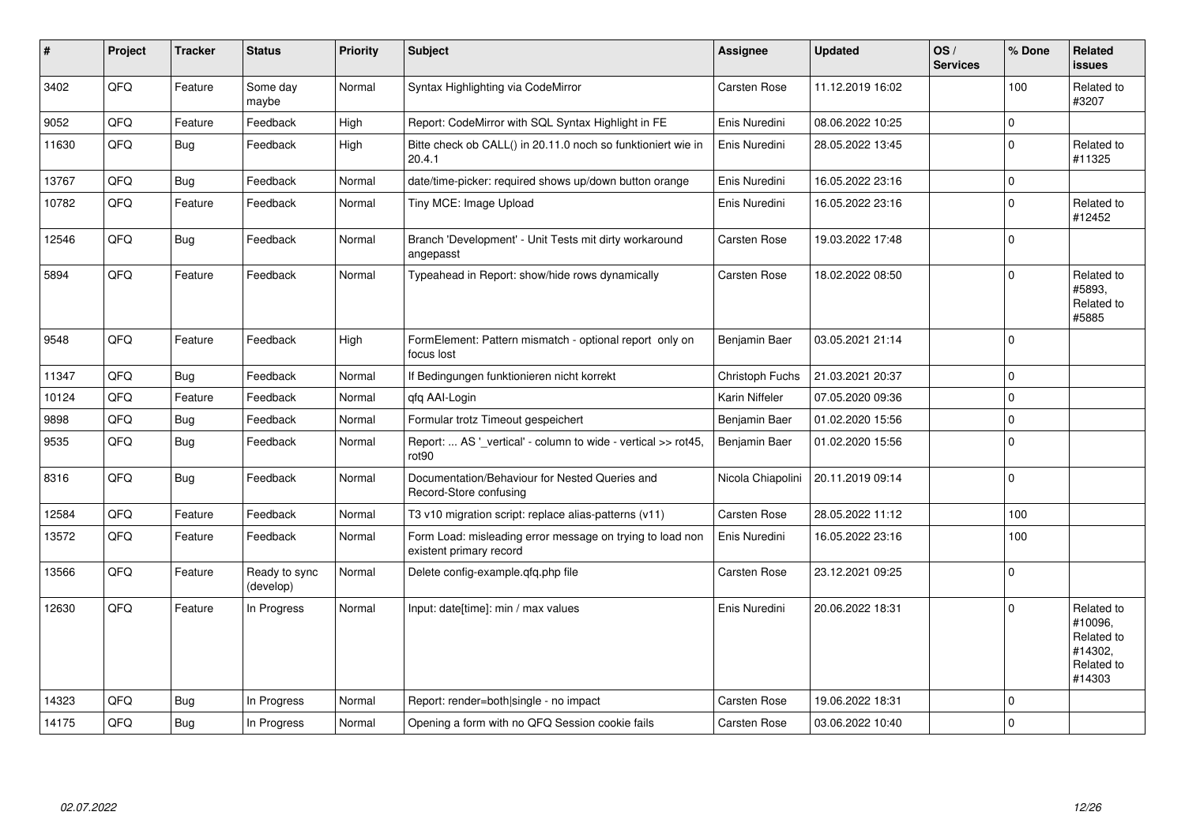| # | Project | Tracker | Status | Priority | Subject | Assignee | Updated | OS / Services | % Done | Related issues |
|---|---|---|---|---|---|---|---|---|---|---|
| 3402 | QFQ | Feature | Some day maybe | Normal | Syntax Highlighting via CodeMirror | Carsten Rose | 11.12.2019 16:02 | | 100 | Related to #3207 |
| 9052 | QFQ | Feature | Feedback | High | Report: CodeMirror with SQL Syntax Highlight in FE | Enis Nuredini | 08.06.2022 10:25 | | 0 | |
| 11630 | QFQ | Bug | Feedback | High | Bitte check ob CALL() in 20.11.0 noch so funktioniert wie in 20.4.1 | Enis Nuredini | 28.05.2022 13:45 | | 0 | Related to #11325 |
| 13767 | QFQ | Bug | Feedback | Normal | date/time-picker: required shows up/down button orange | Enis Nuredini | 16.05.2022 23:16 | | 0 | |
| 10782 | QFQ | Feature | Feedback | Normal | Tiny MCE: Image Upload | Enis Nuredini | 16.05.2022 23:16 | | 0 | Related to #12452 |
| 12546 | QFQ | Bug | Feedback | Normal | Branch 'Development' - Unit Tests mit dirty workaround angepasst | Carsten Rose | 19.03.2022 17:48 | | 0 | |
| 5894 | QFQ | Feature | Feedback | Normal | Typeahead in Report: show/hide rows dynamically | Carsten Rose | 18.02.2022 08:50 | | 0 | Related to #5893, Related to #5885 |
| 9548 | QFQ | Feature | Feedback | High | FormElement: Pattern mismatch - optional report only on focus lost | Benjamin Baer | 03.05.2021 21:14 | | 0 | |
| 11347 | QFQ | Bug | Feedback | Normal | If Bedingungen funktionieren nicht korrekt | Christoph Fuchs | 21.03.2021 20:37 | | 0 | |
| 10124 | QFQ | Feature | Feedback | Normal | qfq AAI-Login | Karin Niffeler | 07.05.2020 09:36 | | 0 | |
| 9898 | QFQ | Bug | Feedback | Normal | Formular trotz Timeout gespeichert | Benjamin Baer | 01.02.2020 15:56 | | 0 | |
| 9535 | QFQ | Bug | Feedback | Normal | Report: ... AS '_vertical' - column to wide - vertical >> rot45, rot90 | Benjamin Baer | 01.02.2020 15:56 | | 0 | |
| 8316 | QFQ | Bug | Feedback | Normal | Documentation/Behaviour for Nested Queries and Record-Store confusing | Nicola Chiapolini | 20.11.2019 09:14 | | 0 | |
| 12584 | QFQ | Feature | Feedback | Normal | T3 v10 migration script: replace alias-patterns (v11) | Carsten Rose | 28.05.2022 11:12 | | 100 | |
| 13572 | QFQ | Feature | Feedback | Normal | Form Load: misleading error message on trying to load non existent primary record | Enis Nuredini | 16.05.2022 23:16 | | 100 | |
| 13566 | QFQ | Feature | Ready to sync (develop) | Normal | Delete config-example.qfq.php file | Carsten Rose | 23.12.2021 09:25 | | 0 | |
| 12630 | QFQ | Feature | In Progress | Normal | Input: date[time]: min / max values | Enis Nuredini | 20.06.2022 18:31 | | 0 | Related to #10096, Related to #14302, Related to #14303 |
| 14323 | QFQ | Bug | In Progress | Normal | Report: render=both\|single - no impact | Carsten Rose | 19.06.2022 18:31 | | 0 | |
| 14175 | QFQ | Bug | In Progress | Normal | Opening a form with no QFQ Session cookie fails | Carsten Rose | 03.06.2022 10:40 | | 0 | |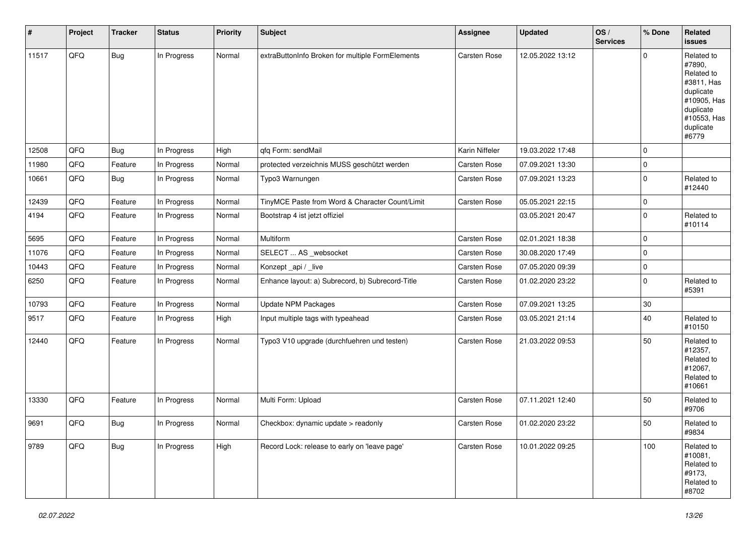| # | Project | Tracker | Status | Priority | Subject | Assignee | Updated | OS / Services | % Done | Related issues |
|---|---|---|---|---|---|---|---|---|---|---|
| 11517 | QFQ | Bug | In Progress | Normal | extraButtonInfo Broken for multiple FormElements | Carsten Rose | 12.05.2022 13:12 | | 0 | Related to #7890, Related to #3811, Has duplicate #10905, Has duplicate #10553, Has duplicate #6779 |
| 12508 | QFQ | Bug | In Progress | High | qfq Form: sendMail | Karin Niffeler | 19.03.2022 17:48 | | 0 | |
| 11980 | QFQ | Feature | In Progress | Normal | protected verzeichnis MUSS geschützt werden | Carsten Rose | 07.09.2021 13:30 | | 0 | |
| 10661 | QFQ | Bug | In Progress | Normal | Typo3 Warnungen | Carsten Rose | 07.09.2021 13:23 | | 0 | Related to #12440 |
| 12439 | QFQ | Feature | In Progress | Normal | TinyMCE Paste from Word & Character Count/Limit | Carsten Rose | 05.05.2021 22:15 | | 0 | |
| 4194 | QFQ | Feature | In Progress | Normal | Bootstrap 4 ist jetzt offiziel | | 03.05.2021 20:47 | | 0 | Related to #10114 |
| 5695 | QFQ | Feature | In Progress | Normal | Multiform | Carsten Rose | 02.01.2021 18:38 | | 0 | |
| 11076 | QFQ | Feature | In Progress | Normal | SELECT ... AS _websocket | Carsten Rose | 30.08.2020 17:49 | | 0 | |
| 10443 | QFQ | Feature | In Progress | Normal | Konzept _api / _live | Carsten Rose | 07.05.2020 09:39 | | 0 | |
| 6250 | QFQ | Feature | In Progress | Normal | Enhance layout: a) Subrecord, b) Subrecord-Title | Carsten Rose | 01.02.2020 23:22 | | 0 | Related to #5391 |
| 10793 | QFQ | Feature | In Progress | Normal | Update NPM Packages | Carsten Rose | 07.09.2021 13:25 | | 30 | |
| 9517 | QFQ | Feature | In Progress | High | Input multiple tags with typeahead | Carsten Rose | 03.05.2021 21:14 | | 40 | Related to #10150 |
| 12440 | QFQ | Feature | In Progress | Normal | Typo3 V10 upgrade (durchfuehren und testen) | Carsten Rose | 21.03.2022 09:53 | | 50 | Related to #12357, Related to #12067, Related to #10661 |
| 13330 | QFQ | Feature | In Progress | Normal | Multi Form: Upload | Carsten Rose | 07.11.2021 12:40 | | 50 | Related to #9706 |
| 9691 | QFQ | Bug | In Progress | Normal | Checkbox: dynamic update > readonly | Carsten Rose | 01.02.2020 23:22 | | 50 | Related to #9834 |
| 9789 | QFQ | Bug | In Progress | High | Record Lock: release to early on 'leave page' | Carsten Rose | 10.01.2022 09:25 | | 100 | Related to #10081, Related to #9173, Related to #8702 |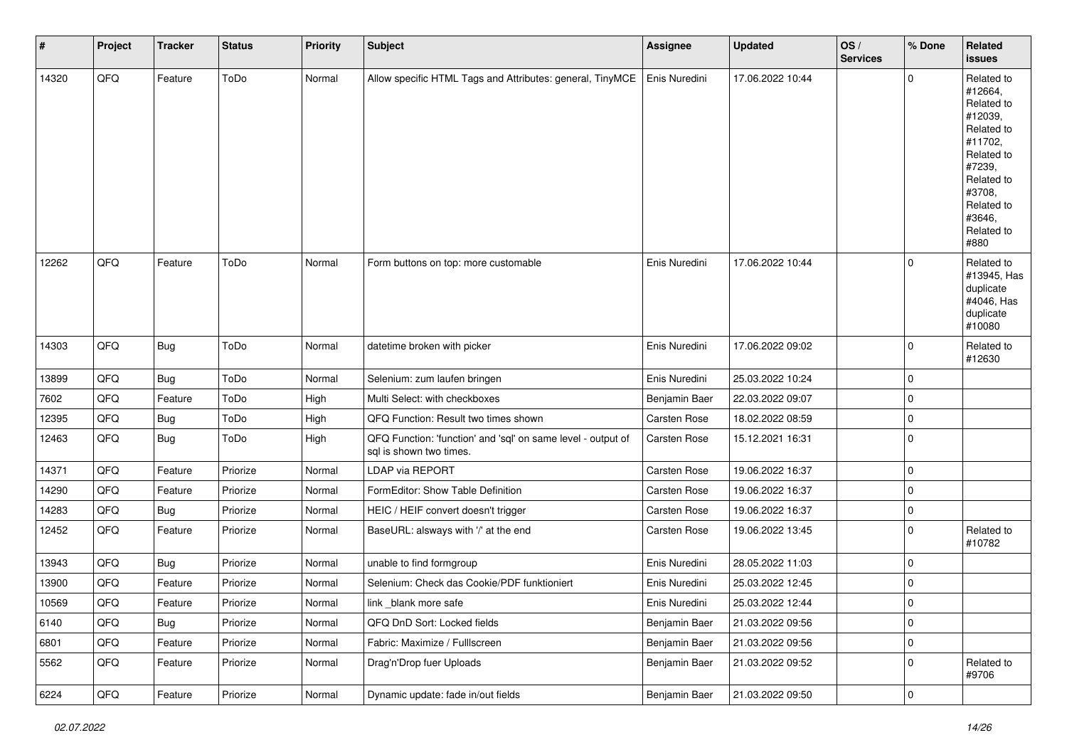| # | Project | Tracker | Status | Priority | Subject | Assignee | Updated | OS / Services | % Done | Related issues |
|---|---|---|---|---|---|---|---|---|---|---|
| 14320 | QFQ | Feature | ToDo | Normal | Allow specific HTML Tags and Attributes: general, TinyMCE | Enis Nuredini | 17.06.2022 10:44 | | 0 | Related to #12664, Related to #12039, Related to #11702, Related to #7239, Related to #3708, Related to #3646, Related to #880 |
| 12262 | QFQ | Feature | ToDo | Normal | Form buttons on top: more customable | Enis Nuredini | 17.06.2022 10:44 | | 0 | Related to #13945, Has duplicate #4046, Has duplicate #10080 |
| 14303 | QFQ | Bug | ToDo | Normal | datetime broken with picker | Enis Nuredini | 17.06.2022 09:02 | | 0 | Related to #12630 |
| 13899 | QFQ | Bug | ToDo | Normal | Selenium: zum laufen bringen | Enis Nuredini | 25.03.2022 10:24 | | 0 | |
| 7602 | QFQ | Feature | ToDo | High | Multi Select: with checkboxes | Benjamin Baer | 22.03.2022 09:07 | | 0 | |
| 12395 | QFQ | Bug | ToDo | High | QFQ Function: Result two times shown | Carsten Rose | 18.02.2022 08:59 | | 0 | |
| 12463 | QFQ | Bug | ToDo | High | QFQ Function: 'function' and 'sql' on same level - output of sql is shown two times. | Carsten Rose | 15.12.2021 16:31 | | 0 | |
| 14371 | QFQ | Feature | Priorize | Normal | LDAP via REPORT | Carsten Rose | 19.06.2022 16:37 | | 0 | |
| 14290 | QFQ | Feature | Priorize | Normal | FormEditor: Show Table Definition | Carsten Rose | 19.06.2022 16:37 | | 0 | |
| 14283 | QFQ | Bug | Priorize | Normal | HEIC / HEIF convert doesn't trigger | Carsten Rose | 19.06.2022 16:37 | | 0 | |
| 12452 | QFQ | Feature | Priorize | Normal | BaseURL: alsways with '/' at the end | Carsten Rose | 19.06.2022 13:45 | | 0 | Related to #10782 |
| 13943 | QFQ | Bug | Priorize | Normal | unable to find formgroup | Enis Nuredini | 28.05.2022 11:03 | | 0 | |
| 13900 | QFQ | Feature | Priorize | Normal | Selenium: Check das Cookie/PDF funktioniert | Enis Nuredini | 25.03.2022 12:45 | | 0 | |
| 10569 | QFQ | Feature | Priorize | Normal | link _blank more safe | Enis Nuredini | 25.03.2022 12:44 | | 0 | |
| 6140 | QFQ | Bug | Priorize | Normal | QFQ DnD Sort: Locked fields | Benjamin Baer | 21.03.2022 09:56 | | 0 | |
| 6801 | QFQ | Feature | Priorize | Normal | Fabric: Maximize / Fulllscreen | Benjamin Baer | 21.03.2022 09:56 | | 0 | |
| 5562 | QFQ | Feature | Priorize | Normal | Drag'n'Drop fuer Uploads | Benjamin Baer | 21.03.2022 09:52 | | 0 | Related to #9706 |
| 6224 | QFQ | Feature | Priorize | Normal | Dynamic update: fade in/out fields | Benjamin Baer | 21.03.2022 09:50 | | 0 | |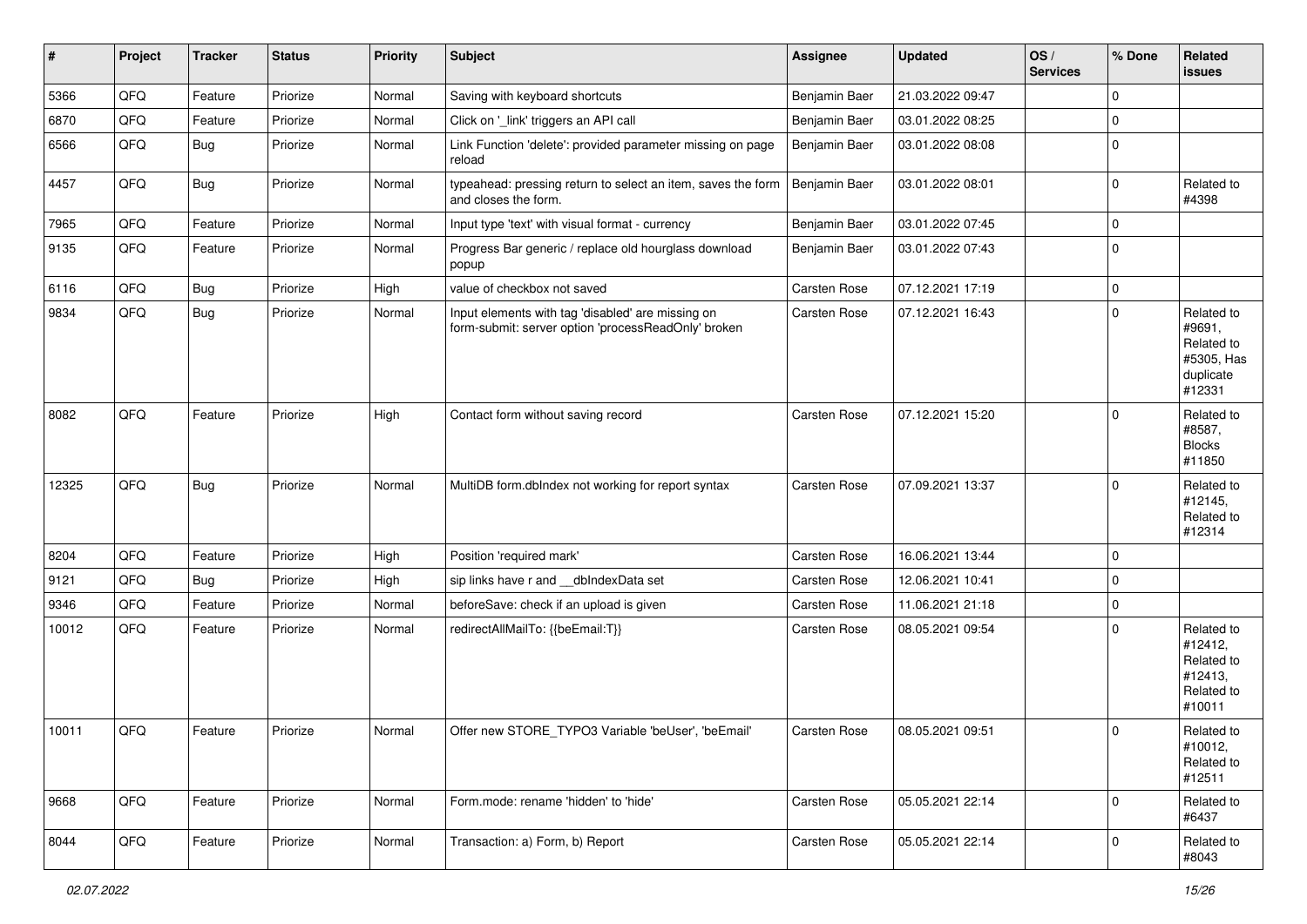| # | Project | Tracker | Status | Priority | Subject | Assignee | Updated | OS / Services | % Done | Related issues |
|---|---|---|---|---|---|---|---|---|---|---|
| 5366 | QFQ | Feature | Priorize | Normal | Saving with keyboard shortcuts | Benjamin Baer | 21.03.2022 09:47 | | 0 | |
| 6870 | QFQ | Feature | Priorize | Normal | Click on '_link' triggers an API call | Benjamin Baer | 03.01.2022 08:25 | | 0 | |
| 6566 | QFQ | Bug | Priorize | Normal | Link Function 'delete': provided parameter missing on page reload | Benjamin Baer | 03.01.2022 08:08 | | 0 | |
| 4457 | QFQ | Bug | Priorize | Normal | typeahead: pressing return to select an item, saves the form and closes the form. | Benjamin Baer | 03.01.2022 08:01 | | 0 | Related to #4398 |
| 7965 | QFQ | Feature | Priorize | Normal | Input type 'text' with visual format - currency | Benjamin Baer | 03.01.2022 07:45 | | 0 | |
| 9135 | QFQ | Feature | Priorize | Normal | Progress Bar generic / replace old hourglass download popup | Benjamin Baer | 03.01.2022 07:43 | | 0 | |
| 6116 | QFQ | Bug | Priorize | High | value of checkbox not saved | Carsten Rose | 07.12.2021 17:19 | | 0 | |
| 9834 | QFQ | Bug | Priorize | Normal | Input elements with tag 'disabled' are missing on form-submit: server option 'processReadOnly' broken | Carsten Rose | 07.12.2021 16:43 | | 0 | Related to #9691, Related to #5305, Has duplicate #12331 |
| 8082 | QFQ | Feature | Priorize | High | Contact form without saving record | Carsten Rose | 07.12.2021 15:20 | | 0 | Related to #8587, Blocks #11850 |
| 12325 | QFQ | Bug | Priorize | Normal | MultiDB form.dbIndex not working for report syntax | Carsten Rose | 07.09.2021 13:37 | | 0 | Related to #12145, Related to #12314 |
| 8204 | QFQ | Feature | Priorize | High | Position 'required mark' | Carsten Rose | 16.06.2021 13:44 | | 0 | |
| 9121 | QFQ | Bug | Priorize | High | sip links have r and __dbIndexData set | Carsten Rose | 12.06.2021 10:41 | | 0 | |
| 9346 | QFQ | Feature | Priorize | Normal | beforeSave: check if an upload is given | Carsten Rose | 11.06.2021 21:18 | | 0 | |
| 10012 | QFQ | Feature | Priorize | Normal | redirectAllMailTo: {{beEmail:T}} | Carsten Rose | 08.05.2021 09:54 | | 0 | Related to #12412, Related to #12413, Related to #10011 |
| 10011 | QFQ | Feature | Priorize | Normal | Offer new STORE_TYPO3 Variable 'beUser', 'beEmail' | Carsten Rose | 08.05.2021 09:51 | | 0 | Related to #10012, Related to #12511 |
| 9668 | QFQ | Feature | Priorize | Normal | Form.mode: rename 'hidden' to 'hide' | Carsten Rose | 05.05.2021 22:14 | | 0 | Related to #6437 |
| 8044 | QFQ | Feature | Priorize | Normal | Transaction: a) Form, b) Report | Carsten Rose | 05.05.2021 22:14 | | 0 | Related to #8043 |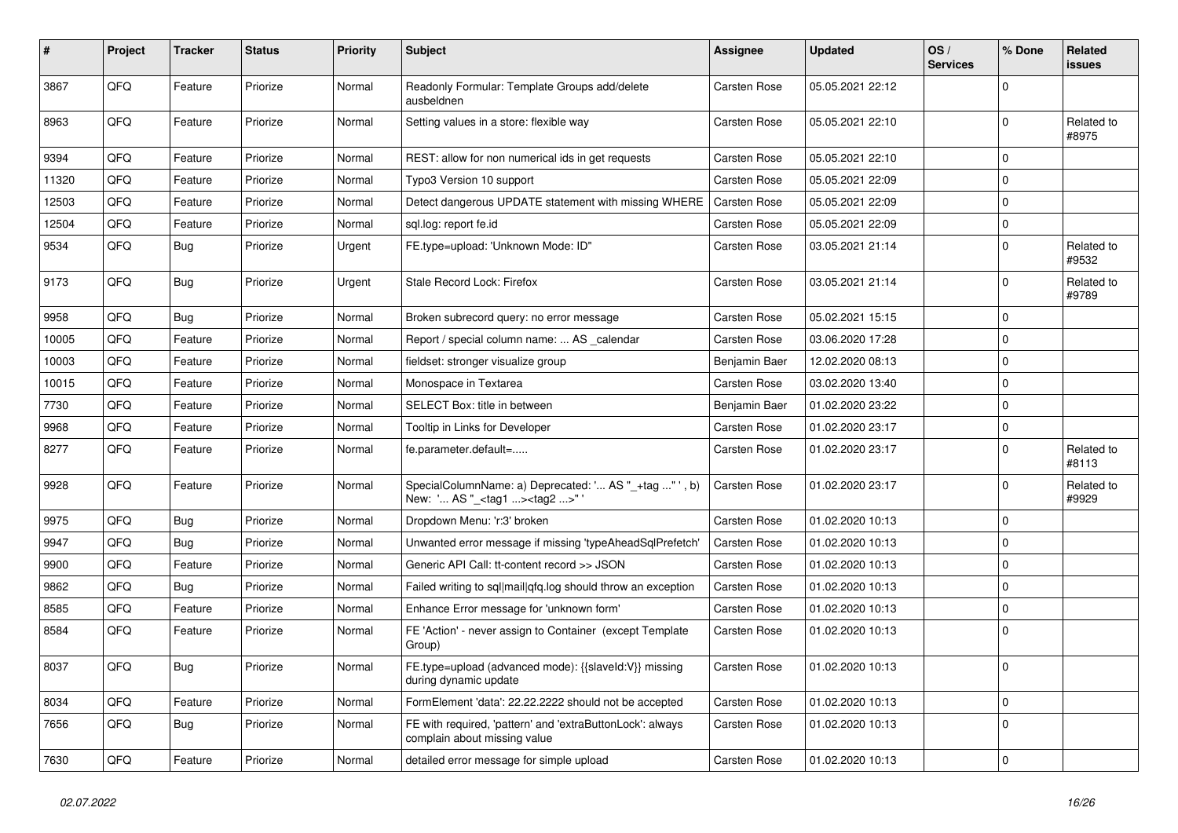| # | Project | Tracker | Status | Priority | Subject | Assignee | Updated | OS / Services | % Done | Related issues |
|---|---|---|---|---|---|---|---|---|---|---|
| 3867 | QFQ | Feature | Priorize | Normal | Readonly Formular: Template Groups add/delete ausbeldnen | Carsten Rose | 05.05.2021 22:12 | | 0 | |
| 8963 | QFQ | Feature | Priorize | Normal | Setting values in a store: flexible way | Carsten Rose | 05.05.2021 22:10 | | 0 | Related to #8975 |
| 9394 | QFQ | Feature | Priorize | Normal | REST: allow for non numerical ids in get requests | Carsten Rose | 05.05.2021 22:10 | | 0 | |
| 11320 | QFQ | Feature | Priorize | Normal | Typo3 Version 10 support | Carsten Rose | 05.05.2021 22:09 | | 0 | |
| 12503 | QFQ | Feature | Priorize | Normal | Detect dangerous UPDATE statement with missing WHERE | Carsten Rose | 05.05.2021 22:09 | | 0 | |
| 12504 | QFQ | Feature | Priorize | Normal | sql.log: report fe.id | Carsten Rose | 05.05.2021 22:09 | | 0 | |
| 9534 | QFQ | Bug | Priorize | Urgent | FE.type=upload: 'Unknown Mode: ID" | Carsten Rose | 03.05.2021 21:14 | | 0 | Related to #9532 |
| 9173 | QFQ | Bug | Priorize | Urgent | Stale Record Lock: Firefox | Carsten Rose | 03.05.2021 21:14 | | 0 | Related to #9789 |
| 9958 | QFQ | Bug | Priorize | Normal | Broken subrecord query: no error message | Carsten Rose | 05.02.2021 15:15 | | 0 | |
| 10005 | QFQ | Feature | Priorize | Normal | Report / special column name: ... AS _calendar | Carsten Rose | 03.06.2020 17:28 | | 0 | |
| 10003 | QFQ | Feature | Priorize | Normal | fieldset: stronger visualize group | Benjamin Baer | 12.02.2020 08:13 | | 0 | |
| 10015 | QFQ | Feature | Priorize | Normal | Monospace in Textarea | Carsten Rose | 03.02.2020 13:40 | | 0 | |
| 7730 | QFQ | Feature | Priorize | Normal | SELECT Box: title in between | Benjamin Baer | 01.02.2020 23:22 | | 0 | |
| 9968 | QFQ | Feature | Priorize | Normal | Tooltip in Links for Developer | Carsten Rose | 01.02.2020 23:17 | | 0 | |
| 8277 | QFQ | Feature | Priorize | Normal | fe.parameter.default=..... | Carsten Rose | 01.02.2020 23:17 | | 0 | Related to #8113 |
| 9928 | QFQ | Feature | Priorize | Normal | SpecialColumnName: a) Deprecated: '... AS "_+tag ..." ', b) New: '... AS "_<tag1 ...><tag2 ...>" ' | Carsten Rose | 01.02.2020 23:17 | | 0 | Related to #9929 |
| 9975 | QFQ | Bug | Priorize | Normal | Dropdown Menu: 'r:3' broken | Carsten Rose | 01.02.2020 10:13 | | 0 | |
| 9947 | QFQ | Bug | Priorize | Normal | Unwanted error message if missing 'typeAheadSqlPrefetch' | Carsten Rose | 01.02.2020 10:13 | | 0 | |
| 9900 | QFQ | Feature | Priorize | Normal | Generic API Call: tt-content record >> JSON | Carsten Rose | 01.02.2020 10:13 | | 0 | |
| 9862 | QFQ | Bug | Priorize | Normal | Failed writing to sql\|mail\|qfq.log should throw an exception | Carsten Rose | 01.02.2020 10:13 | | 0 | |
| 8585 | QFQ | Feature | Priorize | Normal | Enhance Error message for 'unknown form' | Carsten Rose | 01.02.2020 10:13 | | 0 | |
| 8584 | QFQ | Feature | Priorize | Normal | FE 'Action' - never assign to Container (except Template Group) | Carsten Rose | 01.02.2020 10:13 | | 0 | |
| 8037 | QFQ | Bug | Priorize | Normal | FE.type=upload (advanced mode): {{slaveId:V}} missing during dynamic update | Carsten Rose | 01.02.2020 10:13 | | 0 | |
| 8034 | QFQ | Feature | Priorize | Normal | FormElement 'data': 22.22.2222 should not be accepted | Carsten Rose | 01.02.2020 10:13 | | 0 | |
| 7656 | QFQ | Bug | Priorize | Normal | FE with required, 'pattern' and 'extraButtonLock': always complain about missing value | Carsten Rose | 01.02.2020 10:13 | | 0 | |
| 7630 | QFQ | Feature | Priorize | Normal | detailed error message for simple upload | Carsten Rose | 01.02.2020 10:13 | | 0 | |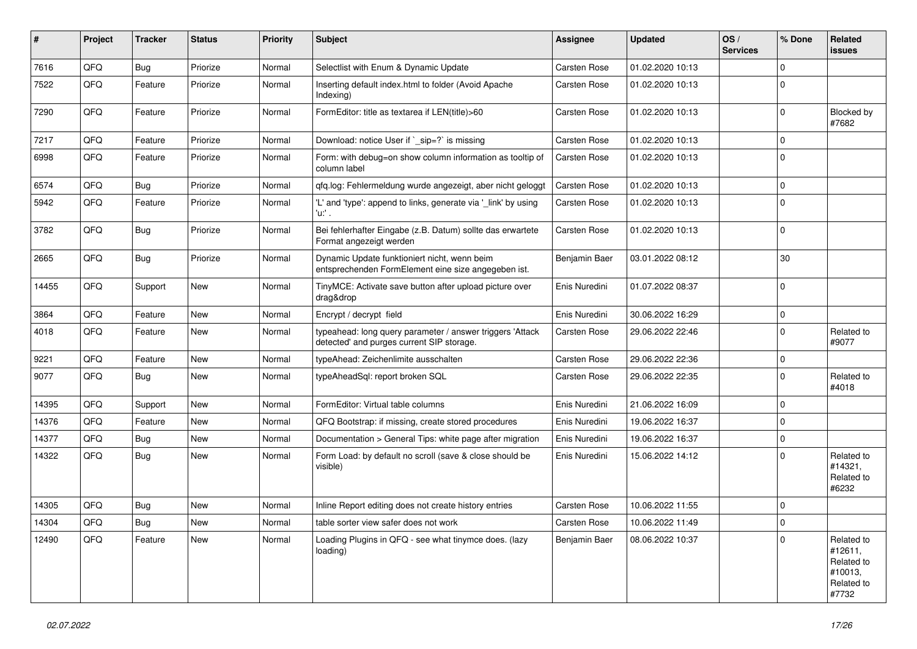| # | Project | Tracker | Status | Priority | Subject | Assignee | Updated | OS / Services | % Done | Related issues |
|---|---|---|---|---|---|---|---|---|---|---|
| 7616 | QFQ | Bug | Priorize | Normal | Selectlist with Enum & Dynamic Update | Carsten Rose | 01.02.2020 10:13 | | 0 | |
| 7522 | QFQ | Feature | Priorize | Normal | Inserting default index.html to folder (Avoid Apache Indexing) | Carsten Rose | 01.02.2020 10:13 | | 0 | |
| 7290 | QFQ | Feature | Priorize | Normal | FormEditor: title as textarea if LEN(title)>60 | Carsten Rose | 01.02.2020 10:13 | | 0 | Blocked by #7682 |
| 7217 | QFQ | Feature | Priorize | Normal | Download: notice User if `_sip=?` is missing | Carsten Rose | 01.02.2020 10:13 | | 0 | |
| 6998 | QFQ | Feature | Priorize | Normal | Form: with debug=on show column information as tooltip of column label | Carsten Rose | 01.02.2020 10:13 | | 0 | |
| 6574 | QFQ | Bug | Priorize | Normal | qfq.log: Fehlermeldung wurde angezeigt, aber nicht geloggt | Carsten Rose | 01.02.2020 10:13 | | 0 | |
| 5942 | QFQ | Feature | Priorize | Normal | 'L' and 'type': append to links, generate via '_link' by using 'u:' . | Carsten Rose | 01.02.2020 10:13 | | 0 | |
| 3782 | QFQ | Bug | Priorize | Normal | Bei fehlerhafter Eingabe (z.B. Datum) sollte das erwartete Format angezeigt werden | Carsten Rose | 01.02.2020 10:13 | | 0 | |
| 2665 | QFQ | Bug | Priorize | Normal | Dynamic Update funktioniert nicht, wenn beim entsprechenden FormElement eine size angegeben ist. | Benjamin Baer | 03.01.2022 08:12 | | 30 | |
| 14455 | QFQ | Support | New | Normal | TinyMCE: Activate save button after upload picture over drag&drop | Enis Nuredini | 01.07.2022 08:37 | | 0 | |
| 3864 | QFQ | Feature | New | Normal | Encrypt / decrypt field | Enis Nuredini | 30.06.2022 16:29 | | 0 | |
| 4018 | QFQ | Feature | New | Normal | typeahead: long query parameter / answer triggers 'Attack detected' and purges current SIP storage. | Carsten Rose | 29.06.2022 22:46 | | 0 | Related to #9077 |
| 9221 | QFQ | Feature | New | Normal | typeAhead: Zeichenlimite ausschalten | Carsten Rose | 29.06.2022 22:36 | | 0 | |
| 9077 | QFQ | Bug | New | Normal | typeAheadSql: report broken SQL | Carsten Rose | 29.06.2022 22:35 | | 0 | Related to #4018 |
| 14395 | QFQ | Support | New | Normal | FormEditor: Virtual table columns | Enis Nuredini | 21.06.2022 16:09 | | 0 | |
| 14376 | QFQ | Feature | New | Normal | QFQ Bootstrap: if missing, create stored procedures | Enis Nuredini | 19.06.2022 16:37 | | 0 | |
| 14377 | QFQ | Bug | New | Normal | Documentation > General Tips: white page after migration | Enis Nuredini | 19.06.2022 16:37 | | 0 | |
| 14322 | QFQ | Bug | New | Normal | Form Load: by default no scroll (save & close should be visible) | Enis Nuredini | 15.06.2022 14:12 | | 0 | Related to #14321, Related to #6232 |
| 14305 | QFQ | Bug | New | Normal | Inline Report editing does not create history entries | Carsten Rose | 10.06.2022 11:55 | | 0 | |
| 14304 | QFQ | Bug | New | Normal | table sorter view safer does not work | Carsten Rose | 10.06.2022 11:49 | | 0 | |
| 12490 | QFQ | Feature | New | Normal | Loading Plugins in QFQ - see what tinymce does. (lazy loading) | Benjamin Baer | 08.06.2022 10:37 | | 0 | Related to #12611, Related to #10013, Related to #7732 |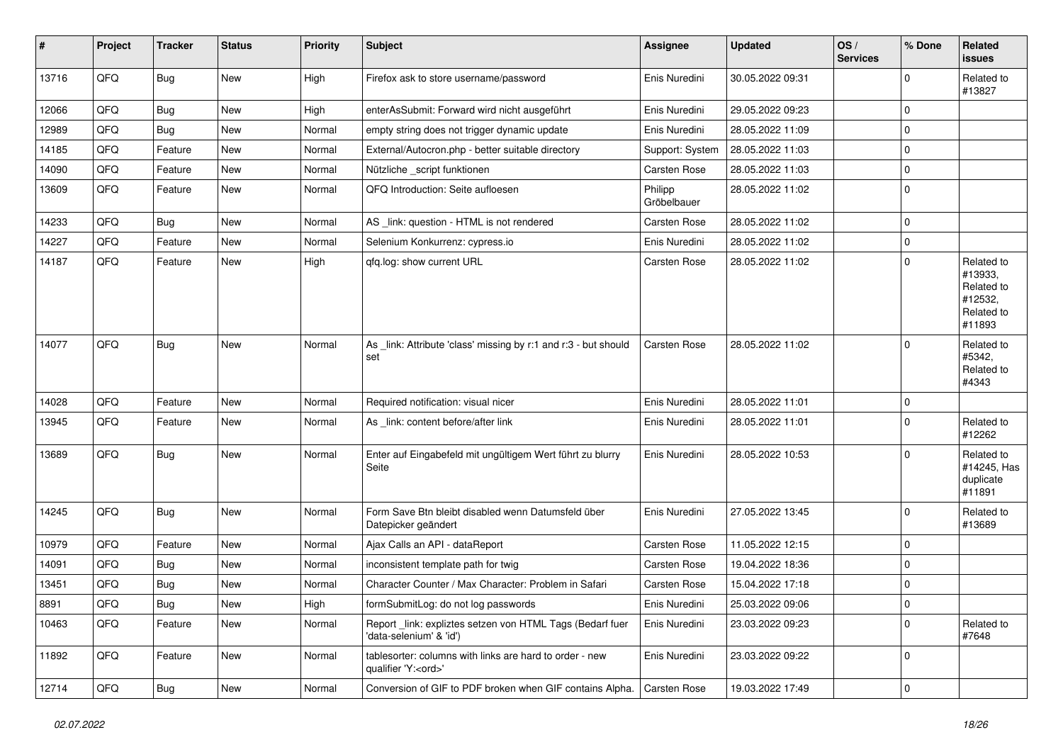| # | Project | Tracker | Status | Priority | Subject | Assignee | Updated | OS / Services | % Done | Related issues |
|---|---|---|---|---|---|---|---|---|---|---|
| 13716 | QFQ | Bug | New | High | Firefox ask to store username/password | Enis Nuredini | 30.05.2022 09:31 | | 0 | Related to #13827 |
| 12066 | QFQ | Bug | New | High | enterAsSubmit: Forward wird nicht ausgeführt | Enis Nuredini | 29.05.2022 09:23 | | 0 | |
| 12989 | QFQ | Bug | New | Normal | empty string does not trigger dynamic update | Enis Nuredini | 28.05.2022 11:09 | | 0 | |
| 14185 | QFQ | Feature | New | Normal | External/Autocron.php - better suitable directory | Support: System | 28.05.2022 11:03 | | 0 | |
| 14090 | QFQ | Feature | New | Normal | Nützliche _script funktionen | Carsten Rose | 28.05.2022 11:03 | | 0 | |
| 13609 | QFQ | Feature | New | Normal | QFQ Introduction: Seite aufloesen | Philipp Gröbelbauer | 28.05.2022 11:02 | | 0 | |
| 14233 | QFQ | Bug | New | Normal | AS _link: question - HTML is not rendered | Carsten Rose | 28.05.2022 11:02 | | 0 | |
| 14227 | QFQ | Feature | New | Normal | Selenium Konkurrenz: cypress.io | Enis Nuredini | 28.05.2022 11:02 | | 0 | |
| 14187 | QFQ | Feature | New | High | qfq.log: show current URL | Carsten Rose | 28.05.2022 11:02 | | 0 | Related to #13933, Related to #12532, Related to #11893 |
| 14077 | QFQ | Bug | New | Normal | As _link: Attribute 'class' missing by r:1 and r:3 - but should set | Carsten Rose | 28.05.2022 11:02 | | 0 | Related to #5342, Related to #4343 |
| 14028 | QFQ | Feature | New | Normal | Required notification: visual nicer | Enis Nuredini | 28.05.2022 11:01 | | 0 | |
| 13945 | QFQ | Feature | New | Normal | As _link: content before/after link | Enis Nuredini | 28.05.2022 11:01 | | 0 | Related to #12262 |
| 13689 | QFQ | Bug | New | Normal | Enter auf Eingabefeld mit ungültigem Wert führt zu blurry Seite | Enis Nuredini | 28.05.2022 10:53 | | 0 | Related to #14245, Has duplicate #11891 |
| 14245 | QFQ | Bug | New | Normal | Form Save Btn bleibt disabled wenn Datumsfeld über Datepicker geändert | Enis Nuredini | 27.05.2022 13:45 | | 0 | Related to #13689 |
| 10979 | QFQ | Feature | New | Normal | Ajax Calls an API - dataReport | Carsten Rose | 11.05.2022 12:15 | | 0 | |
| 14091 | QFQ | Bug | New | Normal | inconsistent template path for twig | Carsten Rose | 19.04.2022 18:36 | | 0 | |
| 13451 | QFQ | Bug | New | Normal | Character Counter / Max Character: Problem in Safari | Carsten Rose | 15.04.2022 17:18 | | 0 | |
| 8891 | QFQ | Bug | New | High | formSubmitLog: do not log passwords | Enis Nuredini | 25.03.2022 09:06 | | 0 | |
| 10463 | QFQ | Feature | New | Normal | Report _link: expliztes setzen von HTML Tags (Bedarf fuer 'data-selenium' & 'id') | Enis Nuredini | 23.03.2022 09:23 | | 0 | Related to #7648 |
| 11892 | QFQ | Feature | New | Normal | tablesorter: columns with links are hard to order - new qualifier 'Y:<ord>' | Enis Nuredini | 23.03.2022 09:22 | | 0 | |
| 12714 | QFQ | Bug | New | Normal | Conversion of GIF to PDF broken when GIF contains Alpha. | Carsten Rose | 19.03.2022 17:49 | | 0 | |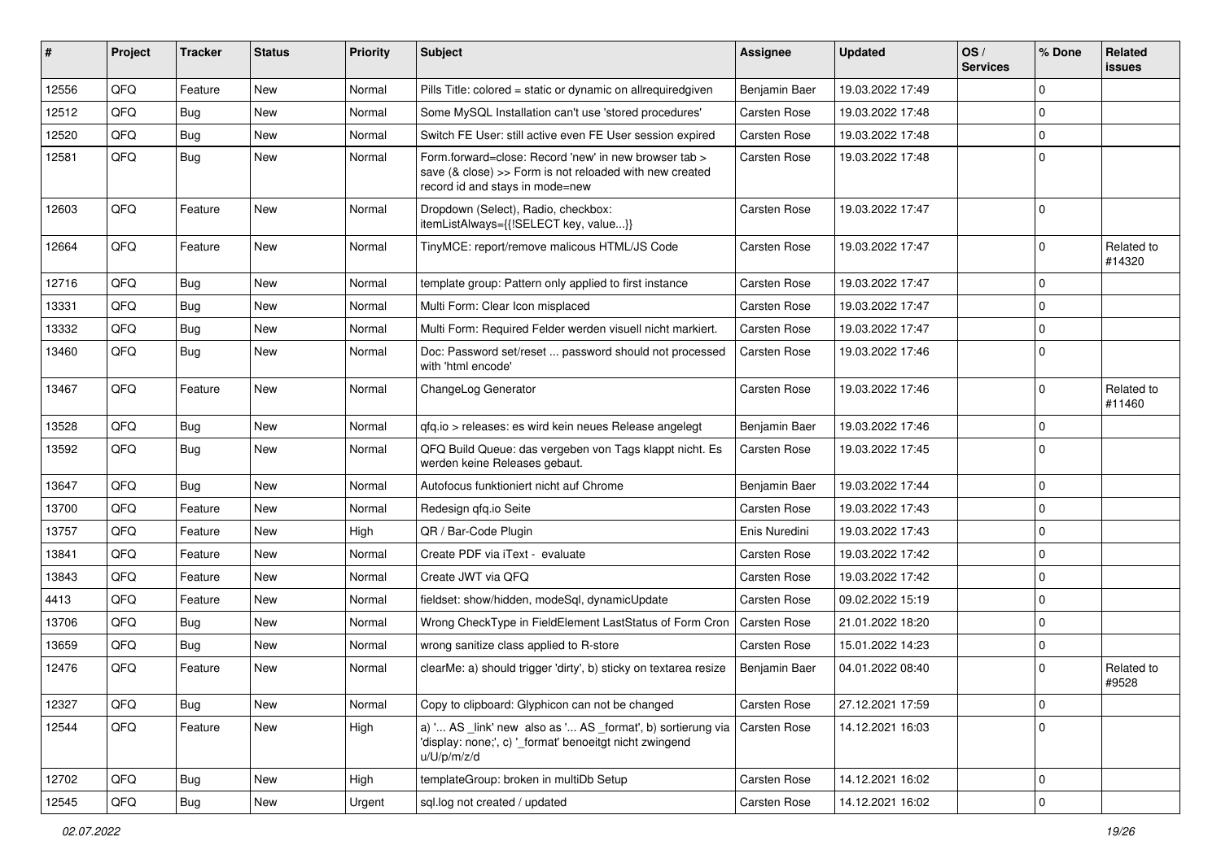| # | Project | Tracker | Status | Priority | Subject | Assignee | Updated | OS / Services | % Done | Related issues |
|---|---|---|---|---|---|---|---|---|---|---|
| 12556 | QFQ | Feature | New | Normal | Pills Title: colored = static or dynamic on allrequiredgiven | Benjamin Baer | 19.03.2022 17:49 | | 0 | |
| 12512 | QFQ | Bug | New | Normal | Some MySQL Installation can't use 'stored procedures' | Carsten Rose | 19.03.2022 17:48 | | 0 | |
| 12520 | QFQ | Bug | New | Normal | Switch FE User: still active even FE User session expired | Carsten Rose | 19.03.2022 17:48 | | 0 | |
| 12581 | QFQ | Bug | New | Normal | Form.forward=close: Record 'new' in new browser tab > save (& close) >> Form is not reloaded with new created record id and stays in mode=new | Carsten Rose | 19.03.2022 17:48 | | 0 | |
| 12603 | QFQ | Feature | New | Normal | Dropdown (Select), Radio, checkbox: itemListAlways={{!SELECT key, value...}} | Carsten Rose | 19.03.2022 17:47 | | 0 | |
| 12664 | QFQ | Feature | New | Normal | TinyMCE: report/remove malicous HTML/JS Code | Carsten Rose | 19.03.2022 17:47 | | 0 | Related to #14320 |
| 12716 | QFQ | Bug | New | Normal | template group: Pattern only applied to first instance | Carsten Rose | 19.03.2022 17:47 | | 0 | |
| 13331 | QFQ | Bug | New | Normal | Multi Form: Clear Icon misplaced | Carsten Rose | 19.03.2022 17:47 | | 0 | |
| 13332 | QFQ | Bug | New | Normal | Multi Form: Required Felder werden visuell nicht markiert. | Carsten Rose | 19.03.2022 17:47 | | 0 | |
| 13460 | QFQ | Bug | New | Normal | Doc: Password set/reset ... password should not processed with 'html encode' | Carsten Rose | 19.03.2022 17:46 | | 0 | |
| 13467 | QFQ | Feature | New | Normal | ChangeLog Generator | Carsten Rose | 19.03.2022 17:46 | | 0 | Related to #11460 |
| 13528 | QFQ | Bug | New | Normal | qfq.io > releases: es wird kein neues Release angelegt | Benjamin Baer | 19.03.2022 17:46 | | 0 | |
| 13592 | QFQ | Bug | New | Normal | QFQ Build Queue: das vergeben von Tags klappt nicht. Es werden keine Releases gebaut. | Carsten Rose | 19.03.2022 17:45 | | 0 | |
| 13647 | QFQ | Bug | New | Normal | Autofocus funktioniert nicht auf Chrome | Benjamin Baer | 19.03.2022 17:44 | | 0 | |
| 13700 | QFQ | Feature | New | Normal | Redesign qfq.io Seite | Carsten Rose | 19.03.2022 17:43 | | 0 | |
| 13757 | QFQ | Feature | New | High | QR / Bar-Code Plugin | Enis Nuredini | 19.03.2022 17:43 | | 0 | |
| 13841 | QFQ | Feature | New | Normal | Create PDF via iText - evaluate | Carsten Rose | 19.03.2022 17:42 | | 0 | |
| 13843 | QFQ | Feature | New | Normal | Create JWT via QFQ | Carsten Rose | 19.03.2022 17:42 | | 0 | |
| 4413 | QFQ | Feature | New | Normal | fieldset: show/hidden, modeSql, dynamicUpdate | Carsten Rose | 09.02.2022 15:19 | | 0 | |
| 13706 | QFQ | Bug | New | Normal | Wrong CheckType in FieldElement LastStatus of Form Cron | Carsten Rose | 21.01.2022 18:20 | | 0 | |
| 13659 | QFQ | Bug | New | Normal | wrong sanitize class applied to R-store | Carsten Rose | 15.01.2022 14:23 | | 0 | |
| 12476 | QFQ | Feature | New | Normal | clearMe: a) should trigger 'dirty', b) sticky on textarea resize | Benjamin Baer | 04.01.2022 08:40 | | 0 | Related to #9528 |
| 12327 | QFQ | Bug | New | Normal | Copy to clipboard: Glyphicon can not be changed | Carsten Rose | 27.12.2021 17:59 | | 0 | |
| 12544 | QFQ | Feature | New | High | a) '... AS _link' new also as '... AS _format', b) sortierung via 'display: none;', c) '_format' benoeitgt nicht zwingend u/U/p/m/z/d | Carsten Rose | 14.12.2021 16:03 | | 0 | |
| 12702 | QFQ | Bug | New | High | templateGroup: broken in multiDb Setup | Carsten Rose | 14.12.2021 16:02 | | 0 | |
| 12545 | QFQ | Bug | New | Urgent | sql.log not created / updated | Carsten Rose | 14.12.2021 16:02 | | 0 | |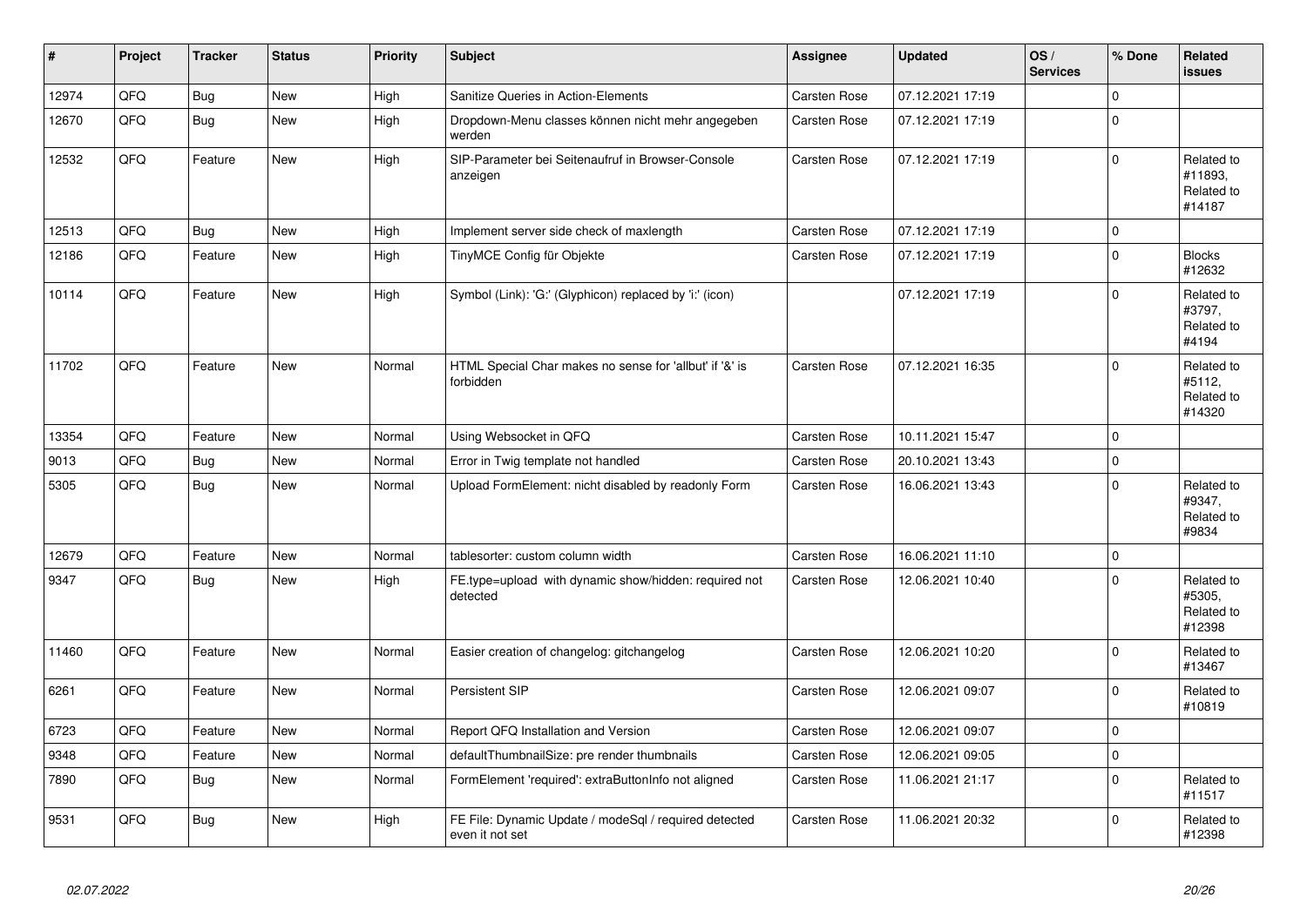| # | Project | Tracker | Status | Priority | Subject | Assignee | Updated | OS / Services | % Done | Related issues |
|---|---|---|---|---|---|---|---|---|---|---|
| 12974 | QFQ | Bug | New | High | Sanitize Queries in Action-Elements | Carsten Rose | 07.12.2021 17:19 | | 0 | |
| 12670 | QFQ | Bug | New | High | Dropdown-Menu classes können nicht mehr angegeben werden | Carsten Rose | 07.12.2021 17:19 | | 0 | |
| 12532 | QFQ | Feature | New | High | SIP-Parameter bei Seitenaufruf in Browser-Console anzeigen | Carsten Rose | 07.12.2021 17:19 | | 0 | Related to #11893, Related to #14187 |
| 12513 | QFQ | Bug | New | High | Implement server side check of maxlength | Carsten Rose | 07.12.2021 17:19 | | 0 | |
| 12186 | QFQ | Feature | New | High | TinyMCE Config für Objekte | Carsten Rose | 07.12.2021 17:19 | | 0 | Blocks #12632 |
| 10114 | QFQ | Feature | New | High | Symbol (Link): 'G:' (Glyphicon) replaced by 'i:' (icon) | | 07.12.2021 17:19 | | 0 | Related to #3797, Related to #4194 |
| 11702 | QFQ | Feature | New | Normal | HTML Special Char makes no sense for 'allbut' if '&' is forbidden | Carsten Rose | 07.12.2021 16:35 | | 0 | Related to #5112, Related to #14320 |
| 13354 | QFQ | Feature | New | Normal | Using Websocket in QFQ | Carsten Rose | 10.11.2021 15:47 | | 0 | |
| 9013 | QFQ | Bug | New | Normal | Error in Twig template not handled | Carsten Rose | 20.10.2021 13:43 | | 0 | |
| 5305 | QFQ | Bug | New | Normal | Upload FormElement: nicht disabled by readonly Form | Carsten Rose | 16.06.2021 13:43 | | 0 | Related to #9347, Related to #9834 |
| 12679 | QFQ | Feature | New | Normal | tablesorter: custom column width | Carsten Rose | 16.06.2021 11:10 | | 0 | |
| 9347 | QFQ | Bug | New | High | FE.type=upload with dynamic show/hidden: required not detected | Carsten Rose | 12.06.2021 10:40 | | 0 | Related to #5305, Related to #12398 |
| 11460 | QFQ | Feature | New | Normal | Easier creation of changelog: gitchangelog | Carsten Rose | 12.06.2021 10:20 | | 0 | Related to #13467 |
| 6261 | QFQ | Feature | New | Normal | Persistent SIP | Carsten Rose | 12.06.2021 09:07 | | 0 | Related to #10819 |
| 6723 | QFQ | Feature | New | Normal | Report QFQ Installation and Version | Carsten Rose | 12.06.2021 09:07 | | 0 | |
| 9348 | QFQ | Feature | New | Normal | defaultThumbnailSize: pre render thumbnails | Carsten Rose | 12.06.2021 09:05 | | 0 | |
| 7890 | QFQ | Bug | New | Normal | FormElement 'required': extraButtonInfo not aligned | Carsten Rose | 11.06.2021 21:17 | | 0 | Related to #11517 |
| 9531 | QFQ | Bug | New | High | FE File: Dynamic Update / modeSql / required detected even it not set | Carsten Rose | 11.06.2021 20:32 | | 0 | Related to #12398 |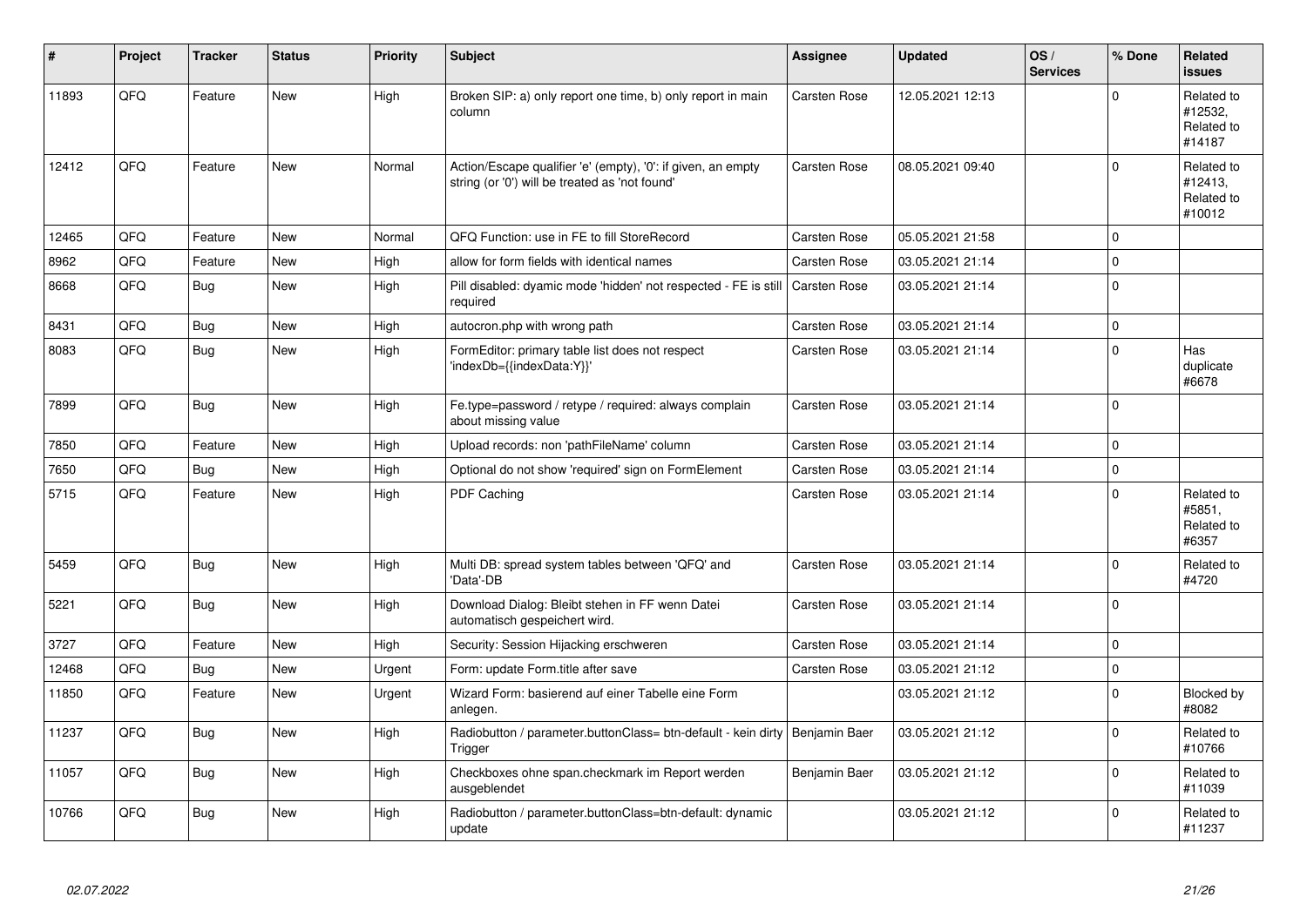| # | Project | Tracker | Status | Priority | Subject | Assignee | Updated | OS / Services | % Done | Related issues |
|---|---|---|---|---|---|---|---|---|---|---|
| 11893 | QFQ | Feature | New | High | Broken SIP: a) only report one time, b) only report in main column | Carsten Rose | 12.05.2021 12:13 | | 0 | Related to #12532, Related to #14187 |
| 12412 | QFQ | Feature | New | Normal | Action/Escape qualifier 'e' (empty), '0': if given, an empty string (or '0') will be treated as 'not found' | Carsten Rose | 08.05.2021 09:40 | | 0 | Related to #12413, Related to #10012 |
| 12465 | QFQ | Feature | New | Normal | QFQ Function: use in FE to fill StoreRecord | Carsten Rose | 05.05.2021 21:58 | | 0 | |
| 8962 | QFQ | Feature | New | High | allow for form fields with identical names | Carsten Rose | 03.05.2021 21:14 | | 0 | |
| 8668 | QFQ | Bug | New | High | Pill disabled: dyamic mode 'hidden' not respected - FE is still required | Carsten Rose | 03.05.2021 21:14 | | 0 | |
| 8431 | QFQ | Bug | New | High | autocron.php with wrong path | Carsten Rose | 03.05.2021 21:14 | | 0 | |
| 8083 | QFQ | Bug | New | High | FormEditor: primary table list does not respect 'indexDb={{indexData:Y}}' | Carsten Rose | 03.05.2021 21:14 | | 0 | Has duplicate #6678 |
| 7899 | QFQ | Bug | New | High | Fe.type=password / retype / required: always complain about missing value | Carsten Rose | 03.05.2021 21:14 | | 0 | |
| 7850 | QFQ | Feature | New | High | Upload records: non 'pathFileName' column | Carsten Rose | 03.05.2021 21:14 | | 0 | |
| 7650 | QFQ | Bug | New | High | Optional do not show 'required' sign on FormElement | Carsten Rose | 03.05.2021 21:14 | | 0 | |
| 5715 | QFQ | Feature | New | High | PDF Caching | Carsten Rose | 03.05.2021 21:14 | | 0 | Related to #5851, Related to #6357 |
| 5459 | QFQ | Bug | New | High | Multi DB: spread system tables between 'QFQ' and 'Data'-DB | Carsten Rose | 03.05.2021 21:14 | | 0 | Related to #4720 |
| 5221 | QFQ | Bug | New | High | Download Dialog: Bleibt stehen in FF wenn Datei automatisch gespeichert wird. | Carsten Rose | 03.05.2021 21:14 | | 0 | |
| 3727 | QFQ | Feature | New | High | Security: Session Hijacking erschweren | Carsten Rose | 03.05.2021 21:14 | | 0 | |
| 12468 | QFQ | Bug | New | Urgent | Form: update Form.title after save | Carsten Rose | 03.05.2021 21:12 | | 0 | |
| 11850 | QFQ | Feature | New | Urgent | Wizard Form: basierend auf einer Tabelle eine Form anlegen. | | 03.05.2021 21:12 | | 0 | Blocked by #8082 |
| 11237 | QFQ | Bug | New | High | Radiobutton / parameter.buttonClass= btn-default - kein dirty Trigger | Benjamin Baer | 03.05.2021 21:12 | | 0 | Related to #10766 |
| 11057 | QFQ | Bug | New | High | Checkboxes ohne span.checkmark im Report werden ausgeblendet | Benjamin Baer | 03.05.2021 21:12 | | 0 | Related to #11039 |
| 10766 | QFQ | Bug | New | High | Radiobutton / parameter.buttonClass=btn-default: dynamic update | | 03.05.2021 21:12 | | 0 | Related to #11237 |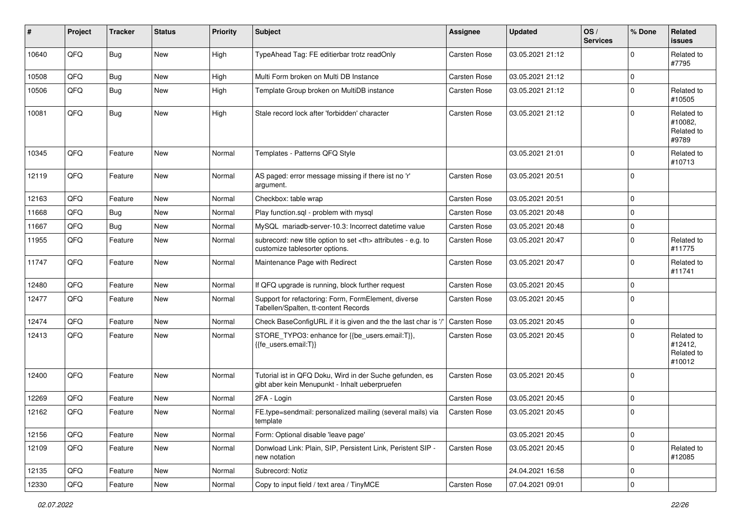| # | Project | Tracker | Status | Priority | Subject | Assignee | Updated | OS / Services | % Done | Related issues |
|---|---|---|---|---|---|---|---|---|---|---|
| 10640 | QFQ | Bug | New | High | TypeAhead Tag: FE editierbar trotz readOnly | Carsten Rose | 03.05.2021 21:12 | | 0 | Related to #7795 |
| 10508 | QFQ | Bug | New | High | Multi Form broken on Multi DB Instance | Carsten Rose | 03.05.2021 21:12 | | 0 | |
| 10506 | QFQ | Bug | New | High | Template Group broken on MultiDB instance | Carsten Rose | 03.05.2021 21:12 | | 0 | Related to #10505 |
| 10081 | QFQ | Bug | New | High | Stale record lock after 'forbidden' character | Carsten Rose | 03.05.2021 21:12 | | 0 | Related to #10082, Related to #9789 |
| 10345 | QFQ | Feature | New | Normal | Templates - Patterns QFQ Style | | 03.05.2021 21:01 | | 0 | Related to #10713 |
| 12119 | QFQ | Feature | New | Normal | AS paged: error message missing if there ist no 'r' argument. | Carsten Rose | 03.05.2021 20:51 | | 0 | |
| 12163 | QFQ | Feature | New | Normal | Checkbox: table wrap | Carsten Rose | 03.05.2021 20:51 | | 0 | |
| 11668 | QFQ | Bug | New | Normal | Play function.sql - problem with mysql | Carsten Rose | 03.05.2021 20:48 | | 0 | |
| 11667 | QFQ | Bug | New | Normal | MySQL mariadb-server-10.3: Incorrect datetime value | Carsten Rose | 03.05.2021 20:48 | | 0 | |
| 11955 | QFQ | Feature | New | Normal | subrecord: new title option to set <th> attributes - e.g. to customize tablesorter options. | Carsten Rose | 03.05.2021 20:47 | | 0 | Related to #11775 |
| 11747 | QFQ | Feature | New | Normal | Maintenance Page with Redirect | Carsten Rose | 03.05.2021 20:47 | | 0 | Related to #11741 |
| 12480 | QFQ | Feature | New | Normal | If QFQ upgrade is running, block further request | Carsten Rose | 03.05.2021 20:45 | | 0 | |
| 12477 | QFQ | Feature | New | Normal | Support for refactoring: Form, FormElement, diverse Tabellen/Spalten, tt-content Records | Carsten Rose | 03.05.2021 20:45 | | 0 | |
| 12474 | QFQ | Feature | New | Normal | Check BaseConfigURL if it is given and the the last char is '/' | Carsten Rose | 03.05.2021 20:45 | | 0 | |
| 12413 | QFQ | Feature | New | Normal | STORE_TYPO3: enhance for {{be_users.email:T}}, {{fe_users.email:T}} | Carsten Rose | 03.05.2021 20:45 | | 0 | Related to #12412, Related to #10012 |
| 12400 | QFQ | Feature | New | Normal | Tutorial ist in QFQ Doku, Wird in der Suche gefunden, es gibt aber kein Menupunkt - Inhalt ueberpruefen | Carsten Rose | 03.05.2021 20:45 | | 0 | |
| 12269 | QFQ | Feature | New | Normal | 2FA - Login | Carsten Rose | 03.05.2021 20:45 | | 0 | |
| 12162 | QFQ | Feature | New | Normal | FE.type=sendmail: personalized mailing (several mails) via template | Carsten Rose | 03.05.2021 20:45 | | 0 | |
| 12156 | QFQ | Feature | New | Normal | Form: Optional disable 'leave page' | | 03.05.2021 20:45 | | 0 | |
| 12109 | QFQ | Feature | New | Normal | Donwload Link: Plain, SIP, Persistent Link, Peristent SIP - new notation | Carsten Rose | 03.05.2021 20:45 | | 0 | Related to #12085 |
| 12135 | QFQ | Feature | New | Normal | Subrecord: Notiz | | 24.04.2021 16:58 | | 0 | |
| 12330 | QFQ | Feature | New | Normal | Copy to input field / text area / TinyMCE | Carsten Rose | 07.04.2021 09:01 | | 0 | |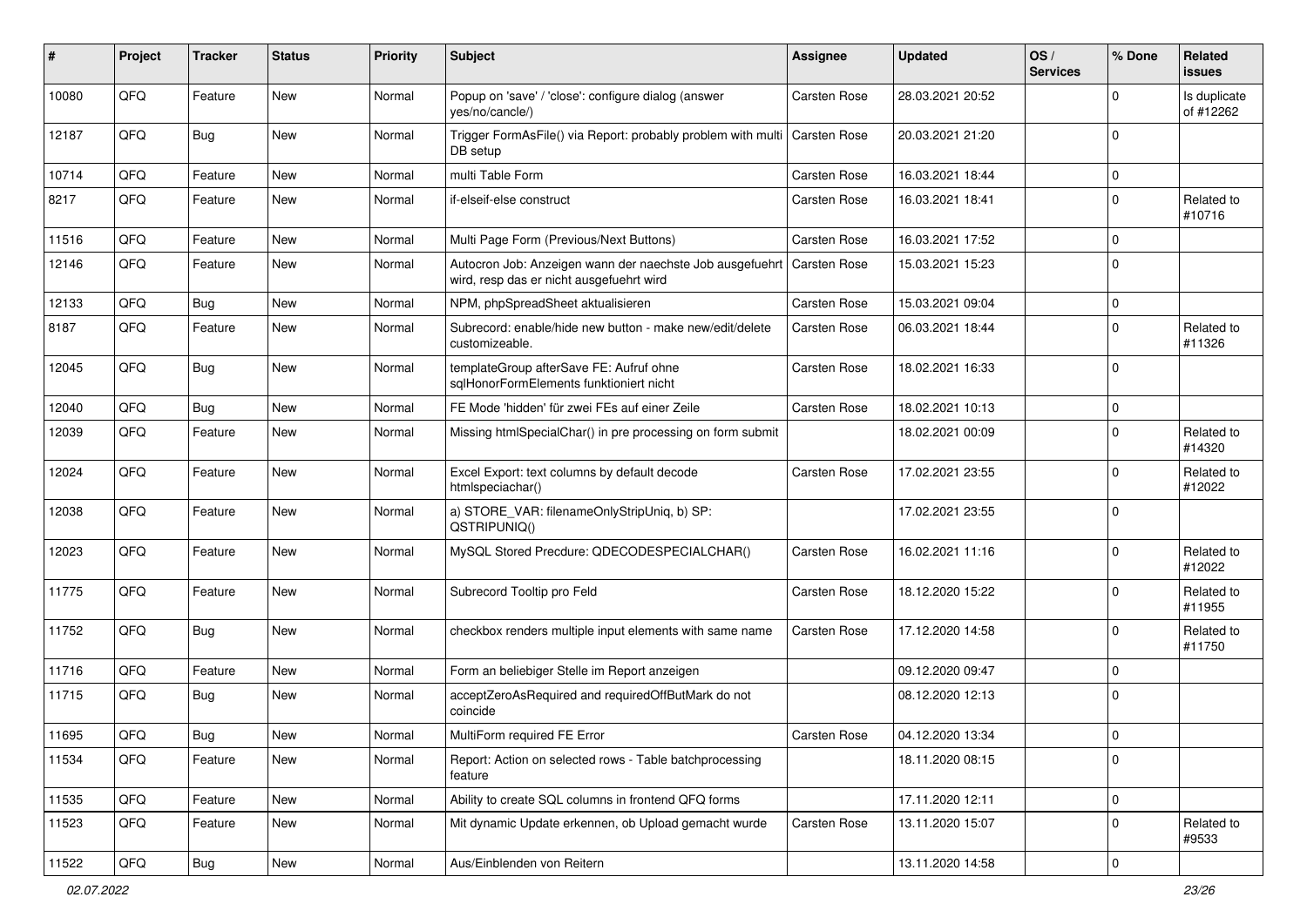| # | Project | Tracker | Status | Priority | Subject | Assignee | Updated | OS / Services | % Done | Related issues |
|---|---|---|---|---|---|---|---|---|---|---|
| 10080 | QFQ | Feature | New | Normal | Popup on 'save' / 'close': configure dialog (answer yes/no/cancle/) | Carsten Rose | 28.03.2021 20:52 | | 0 | Is duplicate of #12262 |
| 12187 | QFQ | Bug | New | Normal | Trigger FormAsFile() via Report: probably problem with multi DB setup | Carsten Rose | 20.03.2021 21:20 | | 0 | |
| 10714 | QFQ | Feature | New | Normal | multi Table Form | Carsten Rose | 16.03.2021 18:44 | | 0 | |
| 8217 | QFQ | Feature | New | Normal | if-elseif-else construct | Carsten Rose | 16.03.2021 18:41 | | 0 | Related to #10716 |
| 11516 | QFQ | Feature | New | Normal | Multi Page Form (Previous/Next Buttons) | Carsten Rose | 16.03.2021 17:52 | | 0 | |
| 12146 | QFQ | Feature | New | Normal | Autocron Job: Anzeigen wann der naechste Job ausgefuehrt wird, resp das er nicht ausgefuehrt wird | Carsten Rose | 15.03.2021 15:23 | | 0 | |
| 12133 | QFQ | Bug | New | Normal | NPM, phpSpreadSheet aktualisieren | Carsten Rose | 15.03.2021 09:04 | | 0 | |
| 8187 | QFQ | Feature | New | Normal | Subrecord: enable/hide new button - make new/edit/delete customizeable. | Carsten Rose | 06.03.2021 18:44 | | 0 | Related to #11326 |
| 12045 | QFQ | Bug | New | Normal | templateGroup afterSave FE: Aufruf ohne sqlHonorFormElements funktioniert nicht | Carsten Rose | 18.02.2021 16:33 | | 0 | |
| 12040 | QFQ | Bug | New | Normal | FE Mode 'hidden' für zwei FEs auf einer Zeile | Carsten Rose | 18.02.2021 10:13 | | 0 | |
| 12039 | QFQ | Feature | New | Normal | Missing htmlSpecialChar() in pre processing on form submit | | 18.02.2021 00:09 | | 0 | Related to #14320 |
| 12024 | QFQ | Feature | New | Normal | Excel Export: text columns by default decode htmlspeciachar() | Carsten Rose | 17.02.2021 23:55 | | 0 | Related to #12022 |
| 12038 | QFQ | Feature | New | Normal | a) STORE_VAR: filenameOnlyStripUniq, b) SP: QSTRIPUNIQ() | | 17.02.2021 23:55 | | 0 | |
| 12023 | QFQ | Feature | New | Normal | MySQL Stored Precdure: QDECODESPECIALCHAR() | Carsten Rose | 16.02.2021 11:16 | | 0 | Related to #12022 |
| 11775 | QFQ | Feature | New | Normal | Subrecord Tooltip pro Feld | Carsten Rose | 18.12.2020 15:22 | | 0 | Related to #11955 |
| 11752 | QFQ | Bug | New | Normal | checkbox renders multiple input elements with same name | Carsten Rose | 17.12.2020 14:58 | | 0 | Related to #11750 |
| 11716 | QFQ | Feature | New | Normal | Form an beliebiger Stelle im Report anzeigen | | 09.12.2020 09:47 | | 0 | |
| 11715 | QFQ | Bug | New | Normal | acceptZeroAsRequired and requiredOffButMark do not coincide | | 08.12.2020 12:13 | | 0 | |
| 11695 | QFQ | Bug | New | Normal | MultiForm required FE Error | Carsten Rose | 04.12.2020 13:34 | | 0 | |
| 11534 | QFQ | Feature | New | Normal | Report: Action on selected rows - Table batchprocessing feature | | 18.11.2020 08:15 | | 0 | |
| 11535 | QFQ | Feature | New | Normal | Ability to create SQL columns in frontend QFQ forms | | 17.11.2020 12:11 | | 0 | |
| 11523 | QFQ | Feature | New | Normal | Mit dynamic Update erkennen, ob Upload gemacht wurde | Carsten Rose | 13.11.2020 15:07 | | 0 | Related to #9533 |
| 11522 | QFQ | Bug | New | Normal | Aus/Einblenden von Reitern | | 13.11.2020 14:58 | | 0 | |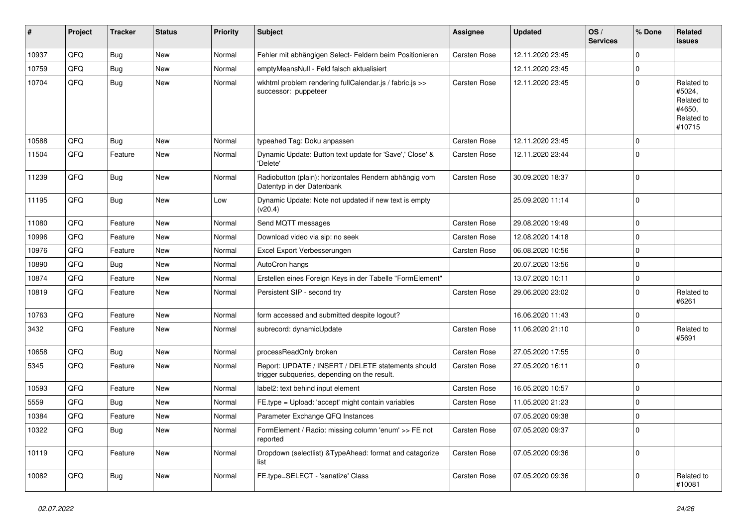| # | Project | Tracker | Status | Priority | Subject | Assignee | Updated | OS / Services | % Done | Related issues |
|---|---|---|---|---|---|---|---|---|---|---|
| 10937 | QFQ | Bug | New | Normal | Fehler mit abhängigen Select- Feldern beim Positionieren | Carsten Rose | 12.11.2020 23:45 | | 0 | |
| 10759 | QFQ | Bug | New | Normal | emptyMeansNull - Feld falsch aktualisiert | | 12.11.2020 23:45 | | 0 | |
| 10704 | QFQ | Bug | New | Normal | wkhtml problem rendering fullCalendar.js / fabric.js >> successor: puppeteer | Carsten Rose | 12.11.2020 23:45 | | 0 | Related to #5024, Related to #4650, Related to #10715 |
| 10588 | QFQ | Bug | New | Normal | typeahed Tag: Doku anpassen | Carsten Rose | 12.11.2020 23:45 | | 0 | |
| 11504 | QFQ | Feature | New | Normal | Dynamic Update: Button text update for 'Save',' Close' & 'Delete' | Carsten Rose | 12.11.2020 23:44 | | 0 | |
| 11239 | QFQ | Bug | New | Normal | Radiobutton (plain): horizontales Rendern abhängig vom Datentyp in der Datenbank | Carsten Rose | 30.09.2020 18:37 | | 0 | |
| 11195 | QFQ | Bug | New | Low | Dynamic Update: Note not updated if new text is empty (v20.4) | | 25.09.2020 11:14 | | 0 | |
| 11080 | QFQ | Feature | New | Normal | Send MQTT messages | Carsten Rose | 29.08.2020 19:49 | | 0 | |
| 10996 | QFQ | Feature | New | Normal | Download video via sip: no seek | Carsten Rose | 12.08.2020 14:18 | | 0 | |
| 10976 | QFQ | Feature | New | Normal | Excel Export Verbesserungen | Carsten Rose | 06.08.2020 10:56 | | 0 | |
| 10890 | QFQ | Bug | New | Normal | AutoCron hangs | | 20.07.2020 13:56 | | 0 | |
| 10874 | QFQ | Feature | New | Normal | Erstellen eines Foreign Keys in der Tabelle "FormElement" | | 13.07.2020 10:11 | | 0 | |
| 10819 | QFQ | Feature | New | Normal | Persistent SIP - second try | Carsten Rose | 29.06.2020 23:02 | | 0 | Related to #6261 |
| 10763 | QFQ | Feature | New | Normal | form accessed and submitted despite logout? | | 16.06.2020 11:43 | | 0 | |
| 3432 | QFQ | Feature | New | Normal | subrecord: dynamicUpdate | Carsten Rose | 11.06.2020 21:10 | | 0 | Related to #5691 |
| 10658 | QFQ | Bug | New | Normal | processReadOnly broken | Carsten Rose | 27.05.2020 17:55 | | 0 | |
| 5345 | QFQ | Feature | New | Normal | Report: UPDATE / INSERT / DELETE statements should trigger subqueries, depending on the result. | Carsten Rose | 27.05.2020 16:11 | | 0 | |
| 10593 | QFQ | Feature | New | Normal | label2: text behind input element | Carsten Rose | 16.05.2020 10:57 | | 0 | |
| 5559 | QFQ | Bug | New | Normal | FE.type = Upload: 'accept' might contain variables | Carsten Rose | 11.05.2020 21:23 | | 0 | |
| 10384 | QFQ | Feature | New | Normal | Parameter Exchange QFQ Instances | | 07.05.2020 09:38 | | 0 | |
| 10322 | QFQ | Bug | New | Normal | FormElement / Radio: missing column 'enum' >> FE not reported | Carsten Rose | 07.05.2020 09:37 | | 0 | |
| 10119 | QFQ | Feature | New | Normal | Dropdown (selectlist) &TypeAhead: format and catagorize list | Carsten Rose | 07.05.2020 09:36 | | 0 | |
| 10082 | QFQ | Bug | New | Normal | FE.type=SELECT - 'sanatize' Class | Carsten Rose | 07.05.2020 09:36 | | 0 | Related to #10081 |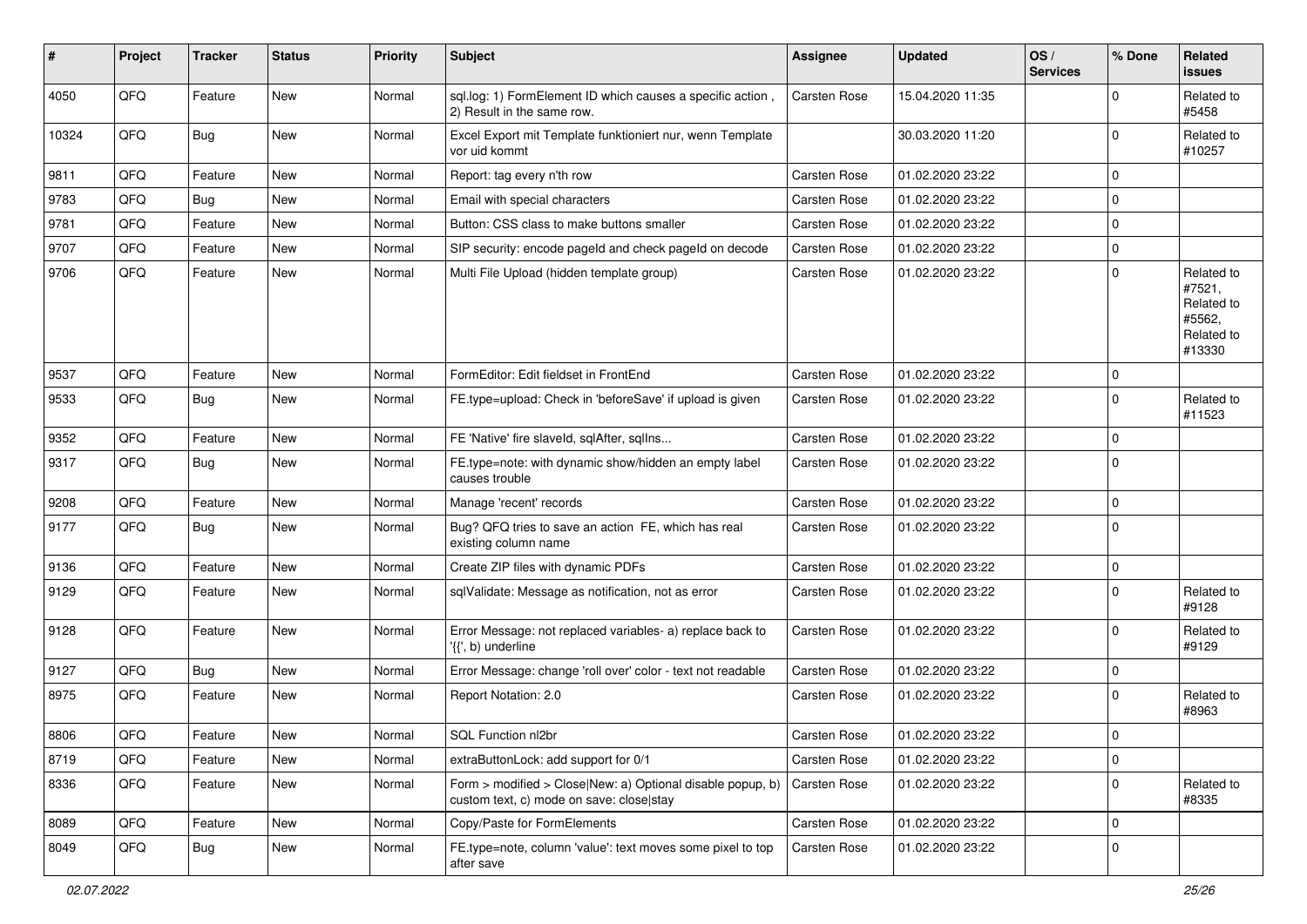| # | Project | Tracker | Status | Priority | Subject | Assignee | Updated | OS / Services | % Done | Related issues |
| --- | --- | --- | --- | --- | --- | --- | --- | --- | --- | --- |
| 4050 | QFQ | Feature | New | Normal | sql.log: 1) FormElement ID which causes a specific action , 2) Result in the same row. | Carsten Rose | 15.04.2020 11:35 | | 0 | Related to #5458 |
| 10324 | QFQ | Bug | New | Normal | Excel Export mit Template funktioniert nur, wenn Template vor uid kommt | | 30.03.2020 11:20 | | 0 | Related to #10257 |
| 9811 | QFQ | Feature | New | Normal | Report: tag every n'th row | Carsten Rose | 01.02.2020 23:22 | | 0 | |
| 9783 | QFQ | Bug | New | Normal | Email with special characters | Carsten Rose | 01.02.2020 23:22 | | 0 | |
| 9781 | QFQ | Feature | New | Normal | Button: CSS class to make buttons smaller | Carsten Rose | 01.02.2020 23:22 | | 0 | |
| 9707 | QFQ | Feature | New | Normal | SIP security: encode pageId and check pageId on decode | Carsten Rose | 01.02.2020 23:22 | | 0 | |
| 9706 | QFQ | Feature | New | Normal | Multi File Upload (hidden template group) | Carsten Rose | 01.02.2020 23:22 | | 0 | Related to #7521, Related to #5562, Related to #13330 |
| 9537 | QFQ | Feature | New | Normal | FormEditor: Edit fieldset in FrontEnd | Carsten Rose | 01.02.2020 23:22 | | 0 | |
| 9533 | QFQ | Bug | New | Normal | FE.type=upload: Check in 'beforeSave' if upload is given | Carsten Rose | 01.02.2020 23:22 | | 0 | Related to #11523 |
| 9352 | QFQ | Feature | New | Normal | FE 'Native' fire slaveId, sqlAfter, sqlIns... | Carsten Rose | 01.02.2020 23:22 | | 0 | |
| 9317 | QFQ | Bug | New | Normal | FE.type=note: with dynamic show/hidden an empty label causes trouble | Carsten Rose | 01.02.2020 23:22 | | 0 | |
| 9208 | QFQ | Feature | New | Normal | Manage 'recent' records | Carsten Rose | 01.02.2020 23:22 | | 0 | |
| 9177 | QFQ | Bug | New | Normal | Bug? QFQ tries to save an action FE, which has real existing column name | Carsten Rose | 01.02.2020 23:22 | | 0 | |
| 9136 | QFQ | Feature | New | Normal | Create ZIP files with dynamic PDFs | Carsten Rose | 01.02.2020 23:22 | | 0 | |
| 9129 | QFQ | Feature | New | Normal | sqlValidate: Message as notification, not as error | Carsten Rose | 01.02.2020 23:22 | | 0 | Related to #9128 |
| 9128 | QFQ | Feature | New | Normal | Error Message: not replaced variables- a) replace back to '{{', b) underline | Carsten Rose | 01.02.2020 23:22 | | 0 | Related to #9129 |
| 9127 | QFQ | Bug | New | Normal | Error Message: change 'roll over' color - text not readable | Carsten Rose | 01.02.2020 23:22 | | 0 | |
| 8975 | QFQ | Feature | New | Normal | Report Notation: 2.0 | Carsten Rose | 01.02.2020 23:22 | | 0 | Related to #8963 |
| 8806 | QFQ | Feature | New | Normal | SQL Function nl2br | Carsten Rose | 01.02.2020 23:22 | | 0 | |
| 8719 | QFQ | Feature | New | Normal | extraButtonLock: add support for 0/1 | Carsten Rose | 01.02.2020 23:22 | | 0 | |
| 8336 | QFQ | Feature | New | Normal | Form > modified > Close\|New: a) Optional disable popup, b) custom text, c) mode on save: close\|stay | Carsten Rose | 01.02.2020 23:22 | | 0 | Related to #8335 |
| 8089 | QFQ | Feature | New | Normal | Copy/Paste for FormElements | Carsten Rose | 01.02.2020 23:22 | | 0 | |
| 8049 | QFQ | Bug | New | Normal | FE.type=note, column 'value': text moves some pixel to top after save | Carsten Rose | 01.02.2020 23:22 | | 0 | |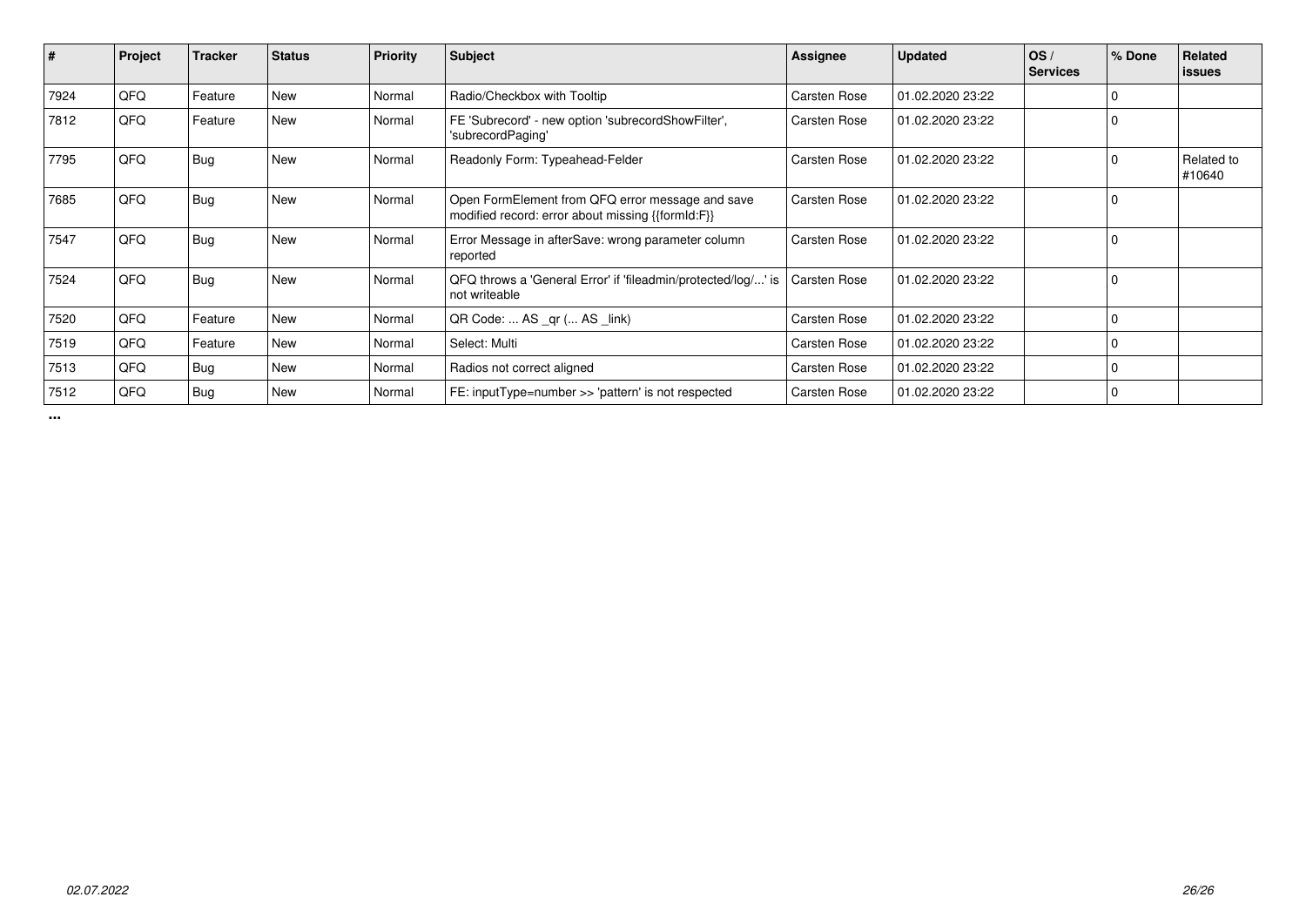| # | Project | Tracker | Status | Priority | Subject | Assignee | Updated | OS / Services | % Done | Related issues |
|---|---|---|---|---|---|---|---|---|---|---|
| 7924 | QFQ | Feature | New | Normal | Radio/Checkbox with Tooltip | Carsten Rose | 01.02.2020 23:22 | | 0 | |
| 7812 | QFQ | Feature | New | Normal | FE 'Subrecord' - new option 'subrecordShowFilter', 'subrecordPaging' | Carsten Rose | 01.02.2020 23:22 | | 0 | |
| 7795 | QFQ | Bug | New | Normal | Readonly Form: Typeahead-Felder | Carsten Rose | 01.02.2020 23:22 | | 0 | Related to #10640 |
| 7685 | QFQ | Bug | New | Normal | Open FormElement from QFQ error message and save modified record: error about missing {{formId:F}} | Carsten Rose | 01.02.2020 23:22 | | 0 | |
| 7547 | QFQ | Bug | New | Normal | Error Message in afterSave: wrong parameter column reported | Carsten Rose | 01.02.2020 23:22 | | 0 | |
| 7524 | QFQ | Bug | New | Normal | QFQ throws a 'General Error' if 'fileadmin/protected/log/...' is not writeable | Carsten Rose | 01.02.2020 23:22 | | 0 | |
| 7520 | QFQ | Feature | New | Normal | QR Code: ... AS _qr (... AS _link) | Carsten Rose | 01.02.2020 23:22 | | 0 | |
| 7519 | QFQ | Feature | New | Normal | Select: Multi | Carsten Rose | 01.02.2020 23:22 | | 0 | |
| 7513 | QFQ | Bug | New | Normal | Radios not correct aligned | Carsten Rose | 01.02.2020 23:22 | | 0 | |
| 7512 | QFQ | Bug | New | Normal | FE: inputType=number >> 'pattern' is not respected | Carsten Rose | 01.02.2020 23:22 | | 0 | |

...